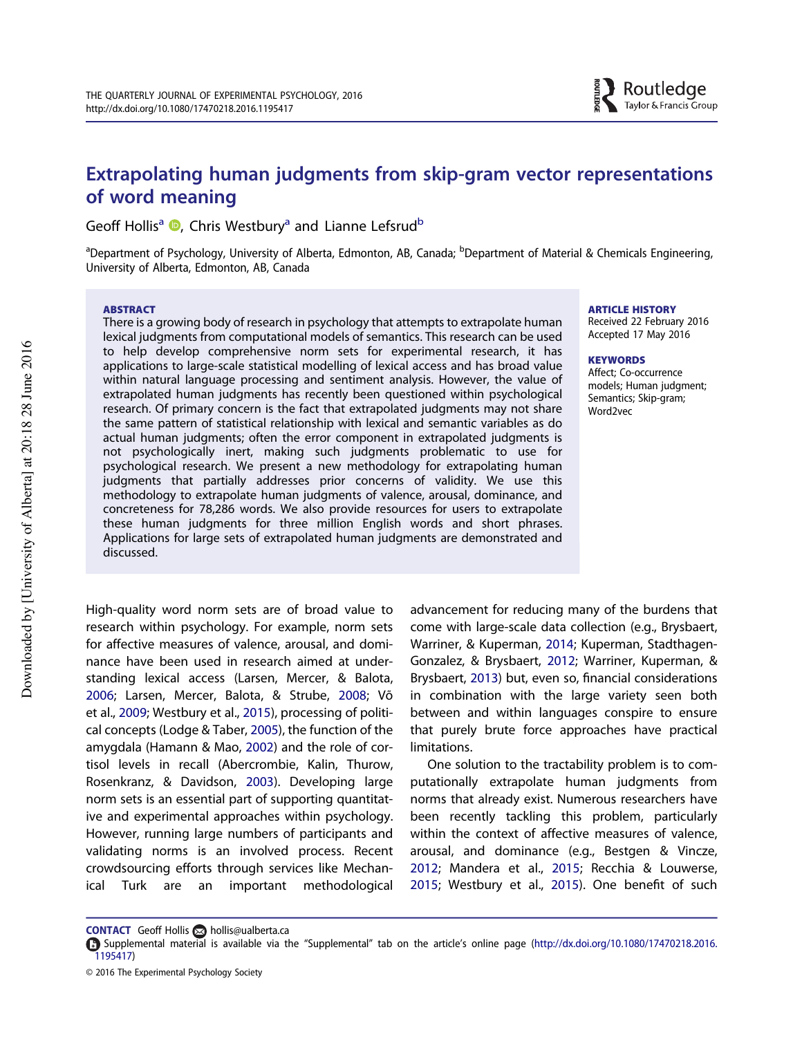# Extrapolating human judgments from skip-gram vector representations of word meaning

Geoff Hollis[a], Chris Westbury[a] and Lianne Lefsrud[b]

[a]Department of Psychology, University of Alberta, Edmonton, AB, Canada; [b]Department of Material & Chemicals Engineering, University of Alberta, Edmonton, AB, Canada

**ABSTRACT**

There is a growing body of research in psychology that attempts to extrapolate human lexical judgments from computational models of semantics. This research can be used to help develop comprehensive norm sets for experimental research, it has applications to large-scale statistical modelling of lexical access and has broad value within natural language processing and sentiment analysis. However, the value of extrapolated human judgments has recently been questioned within psychological research. Of primary concern is the fact that extrapolated judgments may not share the same pattern of statistical relationship with lexical and semantic variables as do actual human judgments; often the error component in extrapolated judgments is not psychologically inert, making such judgments problematic to use for psychological research. We present a new methodology for extrapolating human judgments that partially addresses prior concerns of validity. We use this methodology to extrapolate human judgments of valence, arousal, dominance, and concreteness for 78,286 words. We also provide resources for users to extrapolate these human judgments for three million English words and short phrases. Applications for large sets of extrapolated human judgments are demonstrated and discussed.

**ARTICLE HISTORY**
Received 22 February 2016
Accepted 17 May 2016

**KEYWORDS**
Affect; Co-occurrence models; Human judgment; Semantics; Skip-gram; Word2vec

High-quality word norm sets are of broad value to research within psychology. For example, norm sets for affective measures of valence, arousal, and dominance have been used in research aimed at understanding lexical access (Larsen, Mercer, & Balota, 2006; Larsen, Mercer, Balota, & Strube, 2008; Võ et al., 2009; Westbury et al., 2015), processing of political concepts (Lodge & Taber, 2005), the function of the amygdala (Hamann & Mao, 2002) and the role of cortisol levels in recall (Abercrombie, Kalin, Thurow, Rosenkranz, & Davidson, 2003). Developing large norm sets is an essential part of supporting quantitative and experimental approaches within psychology. However, running large numbers of participants and validating norms is an involved process. Recent crowdsourcing efforts through services like Mechanical Turk are an important methodological advancement for reducing many of the burdens that come with large-scale data collection (e.g., Brysbaert, Warriner, & Kuperman, 2014; Kuperman, Stadthagen-Gonzalez, & Brysbaert, 2012; Warriner, Kuperman, & Brysbaert, 2013) but, even so, financial considerations in combination with the large variety seen both between and within languages conspire to ensure that purely brute force approaches have practical limitations.

One solution to the tractability problem is to computationally extrapolate human judgments from norms that already exist. Numerous researchers have been recently tackling this problem, particularly within the context of affective measures of valence, arousal, and dominance (e.g., Bestgen & Vincze, 2012; Mandera et al., 2015; Recchia & Louwerse, 2015; Westbury et al., 2015). One benefit of such

**CONTACT** Geoff Hollis hollis@ualberta.ca

Supplemental material is available via the "Supplemental" tab on the article's online page (http://dx.doi.org/10.1080/17470218.2016.1195417)

© 2016 The Experimental Psychology Society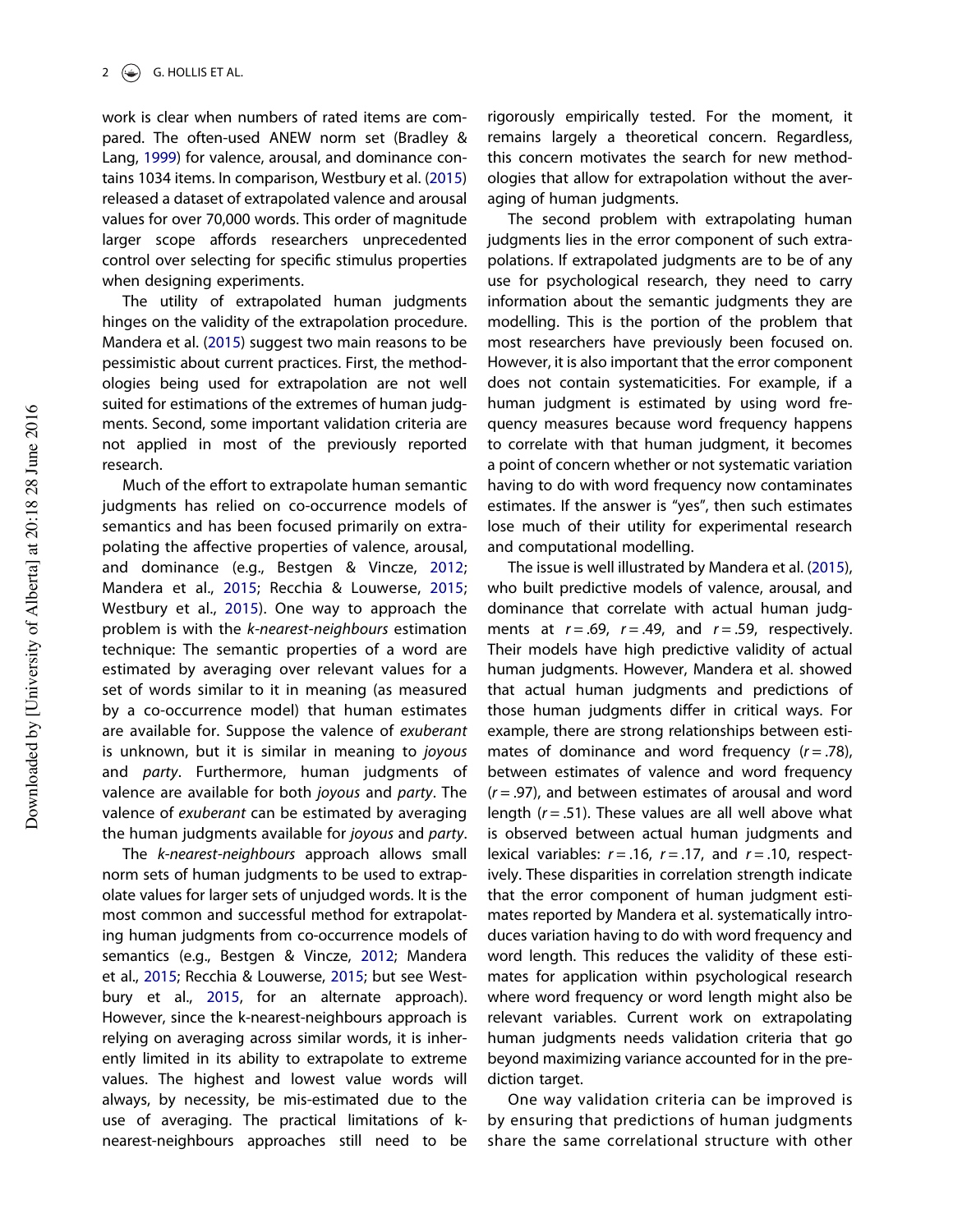work is clear when numbers of rated items are compared. The often-used ANEW norm set (Bradley & Lang, 1999) for valence, arousal, and dominance contains 1034 items. In comparison, Westbury et al. (2015) released a dataset of extrapolated valence and arousal values for over 70,000 words. This order of magnitude larger scope affords researchers unprecedented control over selecting for specific stimulus properties when designing experiments.

The utility of extrapolated human judgments hinges on the validity of the extrapolation procedure. Mandera et al. (2015) suggest two main reasons to be pessimistic about current practices. First, the methodologies being used for extrapolation are not well suited for estimations of the extremes of human judgments. Second, some important validation criteria are not applied in most of the previously reported research.

Much of the effort to extrapolate human semantic judgments has relied on co-occurrence models of semantics and has been focused primarily on extrapolating the affective properties of valence, arousal, and dominance (e.g., Bestgen & Vincze, 2012; Mandera et al., 2015; Recchia & Louwerse, 2015; Westbury et al., 2015). One way to approach the problem is with the *k-nearest-neighbours* estimation technique: The semantic properties of a word are estimated by averaging over relevant values for a set of words similar to it in meaning (as measured by a co-occurrence model) that human estimates are available for. Suppose the valence of *exuberant* is unknown, but it is similar in meaning to *joyous* and *party*. Furthermore, human judgments of valence are available for both *joyous* and *party*. The valence of *exuberant* can be estimated by averaging the human judgments available for *joyous* and *party*.

The *k-nearest-neighbours* approach allows small norm sets of human judgments to be used to extrapolate values for larger sets of unjudged words. It is the most common and successful method for extrapolating human judgments from co-occurrence models of semantics (e.g., Bestgen & Vincze, 2012; Mandera et al., 2015; Recchia & Louwerse, 2015; but see Westbury et al., 2015, for an alternate approach). However, since the k-nearest-neighbours approach is relying on averaging across similar words, it is inherently limited in its ability to extrapolate to extreme values. The highest and lowest value words will always, by necessity, be mis-estimated due to the use of averaging. The practical limitations of k-nearest-neighbours approaches still need to be rigorously empirically tested. For the moment, it remains largely a theoretical concern. Regardless, this concern motivates the search for new methodologies that allow for extrapolation without the averaging of human judgments.

The second problem with extrapolating human judgments lies in the error component of such extrapolations. If extrapolated judgments are to be of any use for psychological research, they need to carry information about the semantic judgments they are modelling. This is the portion of the problem that most researchers have previously been focused on. However, it is also important that the error component does not contain systematicities. For example, if a human judgment is estimated by using word frequency measures because word frequency happens to correlate with that human judgment, it becomes a point of concern whether or not systematic variation having to do with word frequency now contaminates estimates. If the answer is "yes", then such estimates lose much of their utility for experimental research and computational modelling.

The issue is well illustrated by Mandera et al. (2015), who built predictive models of valence, arousal, and dominance that correlate with actual human judgments at $r = .69$, $r = .49$, and $r = .59$, respectively. Their models have high predictive validity of actual human judgments. However, Mandera et al. showed that actual human judgments and predictions of those human judgments differ in critical ways. For example, there are strong relationships between estimates of dominance and word frequency ($r = .78$), between estimates of valence and word frequency ($r = .97$), and between estimates of arousal and word length ($r = .51$). These values are all well above what is observed between actual human judgments and lexical variables: $r = .16$, $r = .17$, and $r = .10$, respectively. These disparities in correlation strength indicate that the error component of human judgment estimates reported by Mandera et al. systematically introduces variation having to do with word frequency and word length. This reduces the validity of these estimates for application within psychological research where word frequency or word length might also be relevant variables. Current work on extrapolating human judgments needs validation criteria that go beyond maximizing variance accounted for in the prediction target.

One way validation criteria can be improved is by ensuring that predictions of human judgments share the same correlational structure with other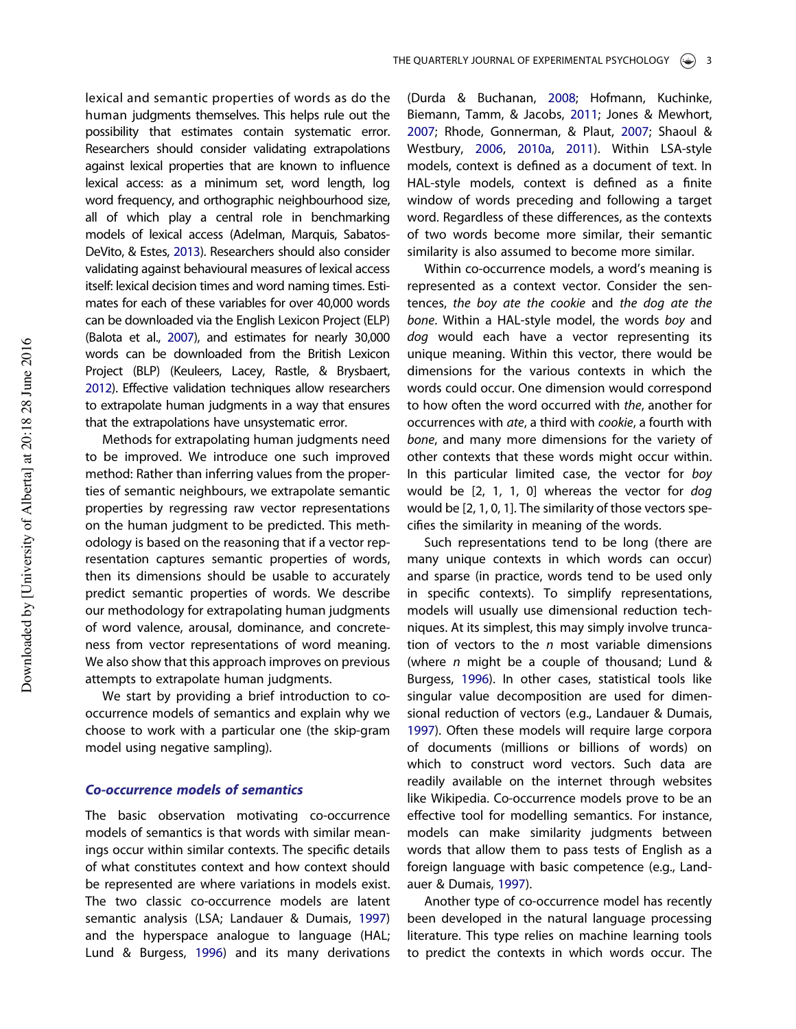lexical and semantic properties of words as do the human judgments themselves. This helps rule out the possibility that estimates contain systematic error. Researchers should consider validating extrapolations against lexical properties that are known to influence lexical access: as a minimum set, word length, log word frequency, and orthographic neighbourhood size, all of which play a central role in benchmarking models of lexical access (Adelman, Marquis, Sabatos-DeVito, & Estes, 2013). Researchers should also consider validating against behavioural measures of lexical access itself: lexical decision times and word naming times. Estimates for each of these variables for over 40,000 words can be downloaded via the English Lexicon Project (ELP) (Balota et al., 2007), and estimates for nearly 30,000 words can be downloaded from the British Lexicon Project (BLP) (Keuleers, Lacey, Rastle, & Brysbaert, 2012). Effective validation techniques allow researchers to extrapolate human judgments in a way that ensures that the extrapolations have unsystematic error.

Methods for extrapolating human judgments need to be improved. We introduce one such improved method: Rather than inferring values from the properties of semantic neighbours, we extrapolate semantic properties by regressing raw vector representations on the human judgment to be predicted. This methodology is based on the reasoning that if a vector representation captures semantic properties of words, then its dimensions should be usable to accurately predict semantic properties of words. We describe our methodology for extrapolating human judgments of word valence, arousal, dominance, and concreteness from vector representations of word meaning. We also show that this approach improves on previous attempts to extrapolate human judgments.

We start by providing a brief introduction to co-occurrence models of semantics and explain why we choose to work with a particular one (the skip-gram model using negative sampling).

## Co-occurrence models of semantics

The basic observation motivating co-occurrence models of semantics is that words with similar meanings occur within similar contexts. The specific details of what constitutes context and how context should be represented are where variations in models exist. The two classic co-occurrence models are latent semantic analysis (LSA; Landauer & Dumais, 1997) and the hyperspace analogue to language (HAL; Lund & Burgess, 1996) and its many derivations (Durda & Buchanan, 2008; Hofmann, Kuchinke, Biemann, Tamm, & Jacobs, 2011; Jones & Mewhort, 2007; Rhode, Gonnerman, & Plaut, 2007; Shaoul & Westbury, 2006, 2010a, 2011). Within LSA-style models, context is defined as a document of text. In HAL-style models, context is defined as a finite window of words preceding and following a target word. Regardless of these differences, as the contexts of two words become more similar, their semantic similarity is also assumed to become more similar.

Within co-occurrence models, a word's meaning is represented as a context vector. Consider the sentences, *the boy ate the cookie* and *the dog ate the bone*. Within a HAL-style model, the words *boy* and *dog* would each have a vector representing its unique meaning. Within this vector, there would be dimensions for the various contexts in which the words could occur. One dimension would correspond to how often the word occurred with *the*, another for occurrences with *ate*, a third with *cookie*, a fourth with *bone*, and many more dimensions for the variety of other contexts that these words might occur within. In this particular limited case, the vector for *boy* would be [2, 1, 1, 0] whereas the vector for *dog* would be [2, 1, 0, 1]. The similarity of those vectors specifies the similarity in meaning of the words.

Such representations tend to be long (there are many unique contexts in which words can occur) and sparse (in practice, words tend to be used only in specific contexts). To simplify representations, models will usually use dimensional reduction techniques. At its simplest, this may simply involve truncation of vectors to the $n$ most variable dimensions (where $n$ might be a couple of thousand; Lund & Burgess, 1996). In other cases, statistical tools like singular value decomposition are used for dimensional reduction of vectors (e.g., Landauer & Dumais, 1997). Often these models will require large corpora of documents (millions or billions of words) on which to construct word vectors. Such data are readily available on the internet through websites like Wikipedia. Co-occurrence models prove to be an effective tool for modelling semantics. For instance, models can make similarity judgments between words that allow them to pass tests of English as a foreign language with basic competence (e.g., Landauer & Dumais, 1997).

Another type of co-occurrence model has recently been developed in the natural language processing literature. This type relies on machine learning tools to predict the contexts in which words occur. The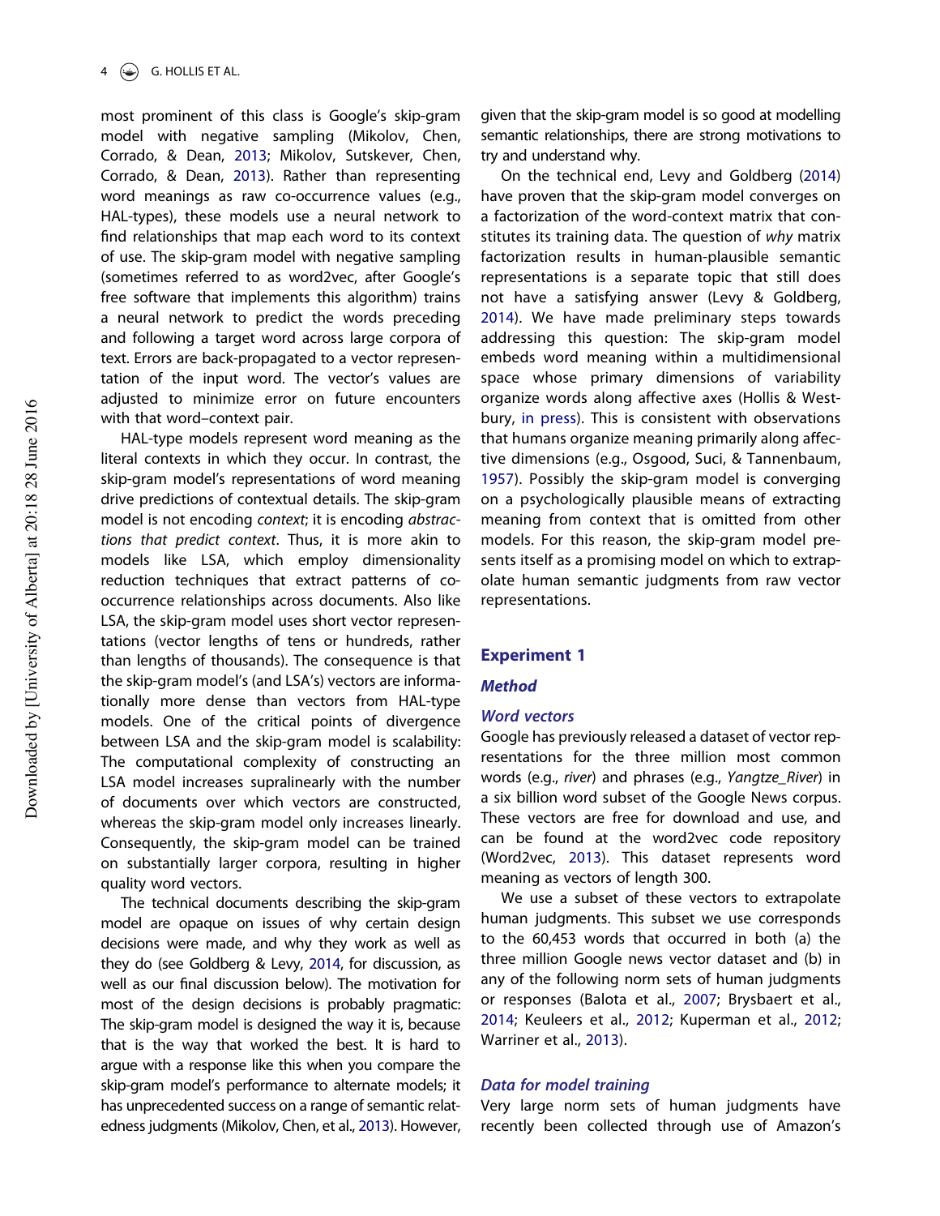most prominent of this class is Google's skip-gram model with negative sampling (Mikolov, Chen, Corrado, & Dean, 2013; Mikolov, Sutskever, Chen, Corrado, & Dean, 2013). Rather than representing word meanings as raw co-occurrence values (e.g., HAL-types), these models use a neural network to find relationships that map each word to its context of use. The skip-gram model with negative sampling (sometimes referred to as word2vec, after Google's free software that implements this algorithm) trains a neural network to predict the words preceding and following a target word across large corpora of text. Errors are back-propagated to a vector representation of the input word. The vector's values are adjusted to minimize error on future encounters with that word–context pair.

HAL-type models represent word meaning as the literal contexts in which they occur. In contrast, the skip-gram model's representations of word meaning drive predictions of contextual details. The skip-gram model is not encoding *context*; it is encoding *abstractions that predict context*. Thus, it is more akin to models like LSA, which employ dimensionality reduction techniques that extract patterns of co-occurrence relationships across documents. Also like LSA, the skip-gram model uses short vector representations (vector lengths of tens or hundreds, rather than lengths of thousands). The consequence is that the skip-gram model's (and LSA's) vectors are informationally more dense than vectors from HAL-type models. One of the critical points of divergence between LSA and the skip-gram model is scalability: The computational complexity of constructing an LSA model increases supralinearly with the number of documents over which vectors are constructed, whereas the skip-gram model only increases linearly. Consequently, the skip-gram model can be trained on substantially larger corpora, resulting in higher quality word vectors.

The technical documents describing the skip-gram model are opaque on issues of why certain design decisions were made, and why they work as well as they do (see Goldberg & Levy, 2014, for discussion, as well as our final discussion below). The motivation for most of the design decisions is probably pragmatic: The skip-gram model is designed the way it is, because that is the way that worked the best. It is hard to argue with a response like this when you compare the skip-gram model's performance to alternate models; it has unprecedented success on a range of semantic relatedness judgments (Mikolov, Chen, et al., 2013). However, given that the skip-gram model is so good at modelling semantic relationships, there are strong motivations to try and understand why.

On the technical end, Levy and Goldberg (2014) have proven that the skip-gram model converges on a factorization of the word-context matrix that constitutes its training data. The question of *why* matrix factorization results in human-plausible semantic representations is a separate topic that still does not have a satisfying answer (Levy & Goldberg, 2014). We have made preliminary steps towards addressing this question: The skip-gram model embeds word meaning within a multidimensional space whose primary dimensions of variability organize words along affective axes (Hollis & Westbury, in press). This is consistent with observations that humans organize meaning primarily along affective dimensions (e.g., Osgood, Suci, & Tannenbaum, 1957). Possibly the skip-gram model is converging on a psychologically plausible means of extracting meaning from context that is omitted from other models. For this reason, the skip-gram model presents itself as a promising model on which to extrapolate human semantic judgments from raw vector representations.

## Experiment 1

### Method

#### Word vectors

Google has previously released a dataset of vector representations for the three million most common words (e.g., *river*) and phrases (e.g., *Yangtze_River*) in a six billion word subset of the Google News corpus. These vectors are free for download and use, and can be found at the word2vec code repository (Word2vec, 2013). This dataset represents word meaning as vectors of length 300.

We use a subset of these vectors to extrapolate human judgments. This subset we use corresponds to the 60,453 words that occurred in both (a) the three million Google news vector dataset and (b) in any of the following norm sets of human judgments or responses (Balota et al., 2007; Brysbaert et al., 2014; Keuleers et al., 2012; Kuperman et al., 2012; Warriner et al., 2013).

#### Data for model training

Very large norm sets of human judgments have recently been collected through use of Amazon's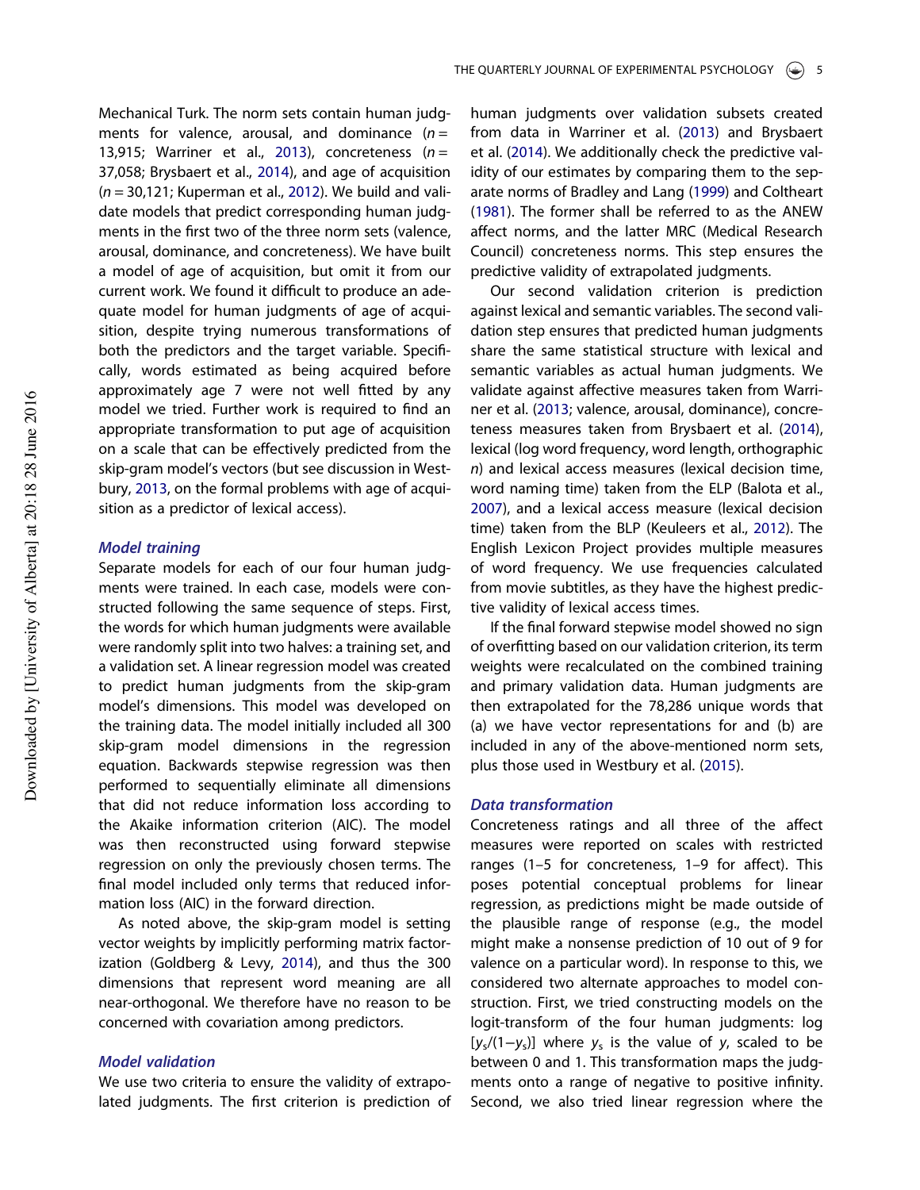Mechanical Turk. The norm sets contain human judgments for valence, arousal, and dominance ($n$ = 13,915; Warriner et al., 2013), concreteness ($n$ = 37,058; Brysbaert et al., 2014), and age of acquisition ($n$ = 30,121; Kuperman et al., 2012). We build and validate models that predict corresponding human judgments in the first two of the three norm sets (valence, arousal, dominance, and concreteness). We have built a model of age of acquisition, but omit it from our current work. We found it difficult to produce an adequate model for human judgments of age of acquisition, despite trying numerous transformations of both the predictors and the target variable. Specifically, words estimated as being acquired before approximately age 7 were not well fitted by any model we tried. Further work is required to find an appropriate transformation to put age of acquisition on a scale that can be effectively predicted from the skip-gram model's vectors (but see discussion in Westbury, 2013, on the formal problems with age of acquisition as a predictor of lexical access).

### Model training

Separate models for each of our four human judgments were trained. In each case, models were constructed following the same sequence of steps. First, the words for which human judgments were available were randomly split into two halves: a training set, and a validation set. A linear regression model was created to predict human judgments from the skip-gram model's dimensions. This model was developed on the training data. The model initially included all 300 skip-gram model dimensions in the regression equation. Backwards stepwise regression was then performed to sequentially eliminate all dimensions that did not reduce information loss according to the Akaike information criterion (AIC). The model was then reconstructed using forward stepwise regression on only the previously chosen terms. The final model included only terms that reduced information loss (AIC) in the forward direction.

As noted above, the skip-gram model is setting vector weights by implicitly performing matrix factorization (Goldberg & Levy, 2014), and thus the 300 dimensions that represent word meaning are all near-orthogonal. We therefore have no reason to be concerned with covariation among predictors.

### Model validation

We use two criteria to ensure the validity of extrapolated judgments. The first criterion is prediction of human judgments over validation subsets created from data in Warriner et al. (2013) and Brysbaert et al. (2014). We additionally check the predictive validity of our estimates by comparing them to the separate norms of Bradley and Lang (1999) and Coltheart (1981). The former shall be referred to as the ANEW affect norms, and the latter MRC (Medical Research Council) concreteness norms. This step ensures the predictive validity of extrapolated judgments.

Our second validation criterion is prediction against lexical and semantic variables. The second validation step ensures that predicted human judgments share the same statistical structure with lexical and semantic variables as actual human judgments. We validate against affective measures taken from Warriner et al. (2013; valence, arousal, dominance), concreteness measures taken from Brysbaert et al. (2014), lexical (log word frequency, word length, orthographic $n$) and lexical access measures (lexical decision time, word naming time) taken from the ELP (Balota et al., 2007), and a lexical access measure (lexical decision time) taken from the BLP (Keuleers et al., 2012). The English Lexicon Project provides multiple measures of word frequency. We use frequencies calculated from movie subtitles, as they have the highest predictive validity of lexical access times.

If the final forward stepwise model showed no sign of overfitting based on our validation criterion, its term weights were recalculated on the combined training and primary validation data. Human judgments are then extrapolated for the 78,286 unique words that (a) we have vector representations for and (b) are included in any of the above-mentioned norm sets, plus those used in Westbury et al. (2015).

### Data transformation

Concreteness ratings and all three of the affect measures were reported on scales with restricted ranges (1–5 for concreteness, 1–9 for affect). This poses potential conceptual problems for linear regression, as predictions might be made outside of the plausible range of response (e.g., the model might make a nonsense prediction of 10 out of 9 for valence on a particular word). In response to this, we considered two alternate approaches to model construction. First, we tried constructing models on the logit-transform of the four human judgments: $\log[y_s/(1-y_s)]$ where $y_s$ is the value of $y$, scaled to be between 0 and 1. This transformation maps the judgments onto a range of negative to positive infinity. Second, we also tried linear regression where the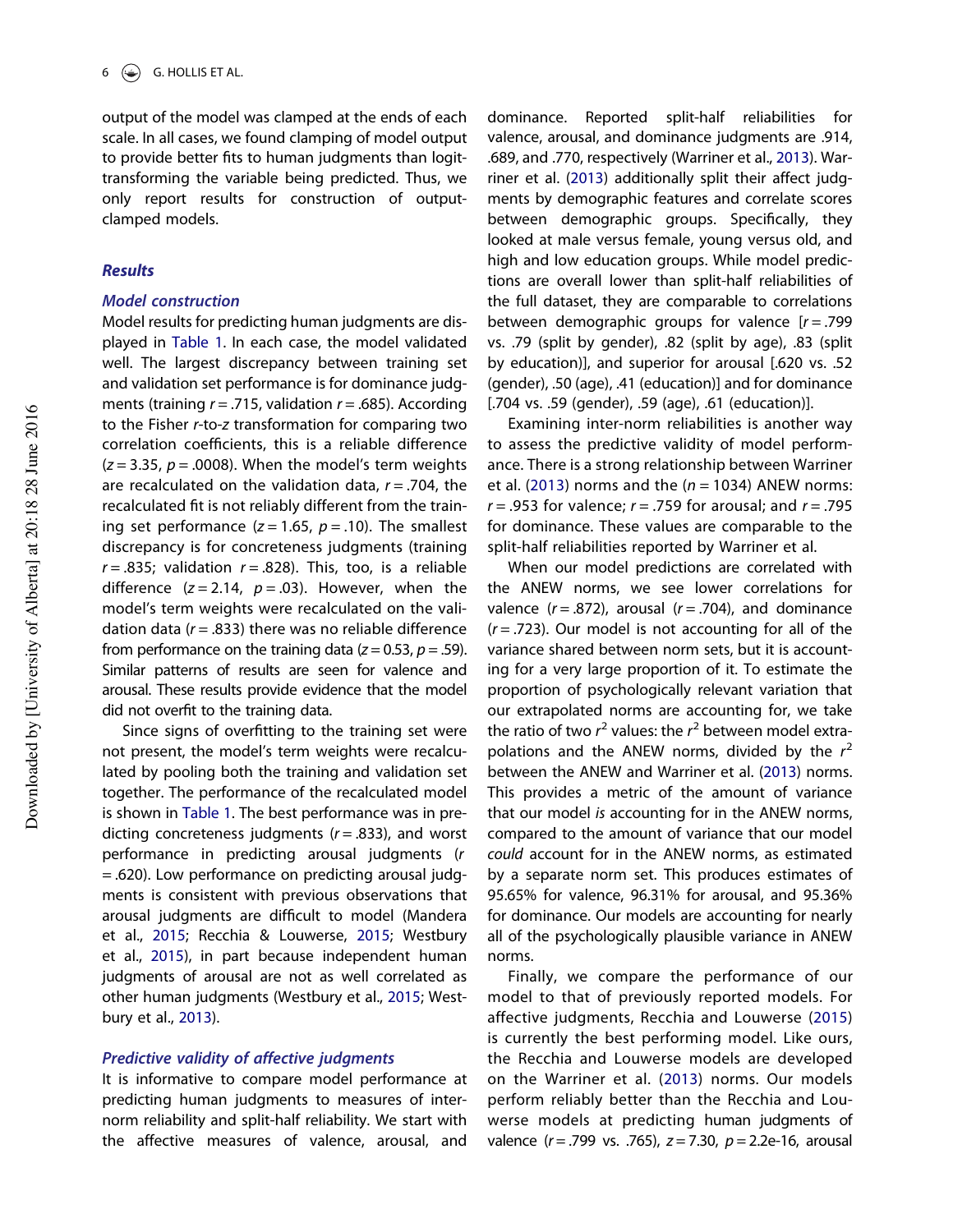output of the model was clamped at the ends of each scale. In all cases, we found clamping of model output to provide better fits to human judgments than logit-transforming the variable being predicted. Thus, we only report results for construction of output-clamped models.

## Results

### Model construction

Model results for predicting human judgments are displayed in Table 1. In each case, the model validated well. The largest discrepancy between training set and validation set performance is for dominance judgments (training $r = .715$, validation $r = .685$). According to the Fisher $r$-to-$z$ transformation for comparing two correlation coefficients, this is a reliable difference ($z = 3.35$, $p = .0008$). When the model's term weights are recalculated on the validation data, $r = .704$, the recalculated fit is not reliably different from the training set performance ($z = 1.65$, $p = .10$). The smallest discrepancy is for concreteness judgments (training $r = .835$; validation $r = .828$). This, too, is a reliable difference ($z = 2.14$, $p = .03$). However, when the model's term weights were recalculated on the validation data ($r = .833$) there was no reliable difference from performance on the training data ($z = 0.53$, $p = .59$). Similar patterns of results are seen for valence and arousal. These results provide evidence that the model did not overfit to the training data.

Since signs of overfitting to the training set were not present, the model's term weights were recalculated by pooling both the training and validation set together. The performance of the recalculated model is shown in Table 1. The best performance was in predicting concreteness judgments ($r = .833$), and worst performance in predicting arousal judgments ($r = .620$). Low performance on predicting arousal judgments is consistent with previous observations that arousal judgments are difficult to model (Mandera et al., 2015; Recchia & Louwerse, 2015; Westbury et al., 2015), in part because independent human judgments of arousal are not as well correlated as other human judgments (Westbury et al., 2015; Westbury et al., 2013).

### Predictive validity of affective judgments

It is informative to compare model performance at predicting human judgments to measures of inter-norm reliability and split-half reliability. We start with the affective measures of valence, arousal, and dominance. Reported split-half reliabilities for valence, arousal, and dominance judgments are .914, .689, and .770, respectively (Warriner et al., 2013). Warriner et al. (2013) additionally split their affect judgments by demographic features and correlate scores between demographic groups. Specifically, they looked at male versus female, young versus old, and high and low education groups. While model predictions are overall lower than split-half reliabilities of the full dataset, they are comparable to correlations between demographic groups for valence [$r = .799$ vs. .79 (split by gender), .82 (split by age), .83 (split by education)], and superior for arousal [.620 vs. .52 (gender), .50 (age), .41 (education)] and for dominance [.704 vs. .59 (gender), .59 (age), .61 (education)].

Examining inter-norm reliabilities is another way to assess the predictive validity of model performance. There is a strong relationship between Warriner et al. (2013) norms and the ($n = 1034$) ANEW norms: $r = .953$ for valence; $r = .759$ for arousal; and $r = .795$ for dominance. These values are comparable to the split-half reliabilities reported by Warriner et al.

When our model predictions are correlated with the ANEW norms, we see lower correlations for valence ($r = .872$), arousal ($r = .704$), and dominance ($r = .723$). Our model is not accounting for all of the variance shared between norm sets, but it is accounting for a very large proportion of it. To estimate the proportion of psychologically relevant variation that our extrapolated norms are accounting for, we take the ratio of two $r^2$ values: the $r^2$ between model extrapolations and the ANEW norms, divided by the $r^2$ between the ANEW and Warriner et al. (2013) norms. This provides a metric of the amount of variance that our model *is* accounting for in the ANEW norms, compared to the amount of variance that our model *could* account for in the ANEW norms, as estimated by a separate norm set. This produces estimates of 95.65% for valence, 96.31% for arousal, and 95.36% for dominance. Our models are accounting for nearly all of the psychologically plausible variance in ANEW norms.

Finally, we compare the performance of our model to that of previously reported models. For affective judgments, Recchia and Louwerse (2015) is currently the best performing model. Like ours, the Recchia and Louwerse models are developed on the Warriner et al. (2013) norms. Our models perform reliably better than the Recchia and Louwerse models at predicting human judgments of valence ($r = .799$ vs. .765), $z = 7.30$, $p = 2.2\text{e-}16$, arousal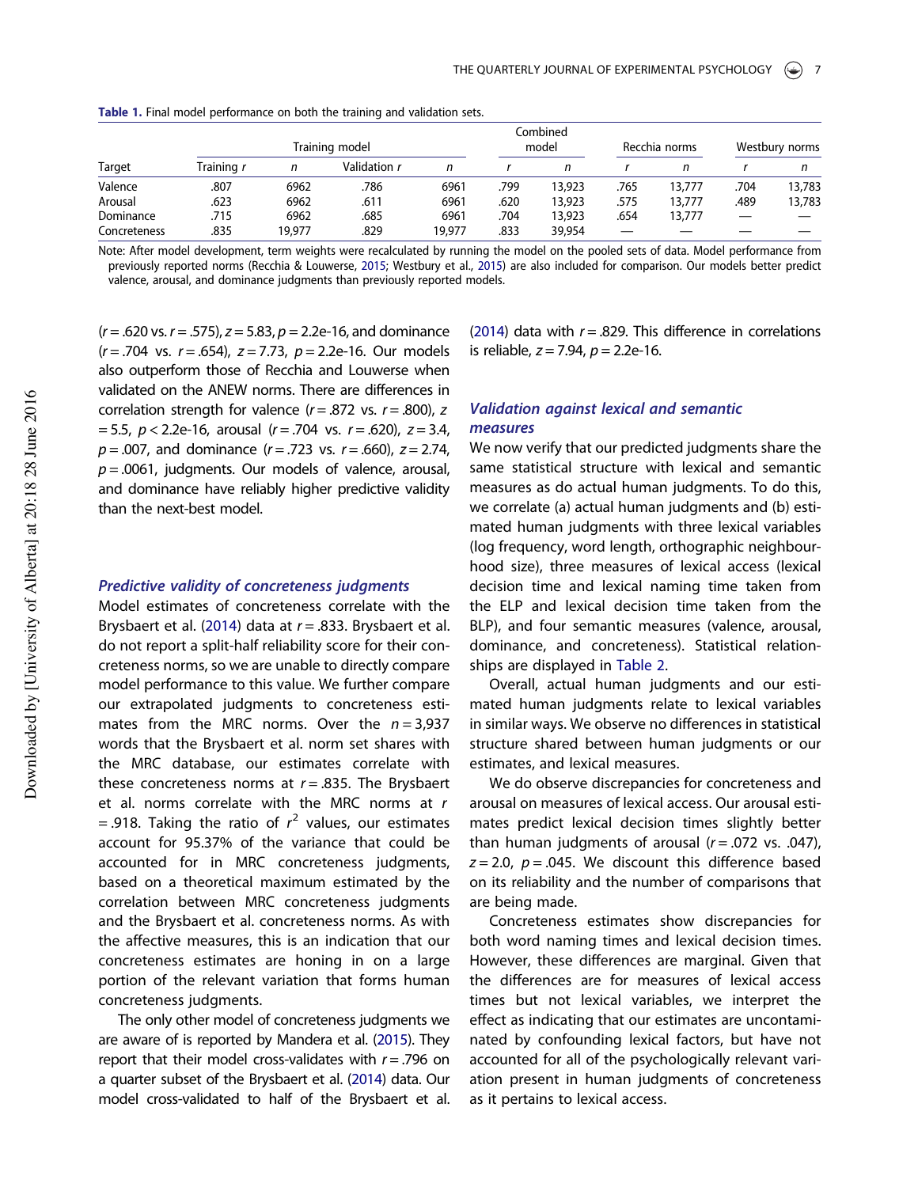**Table 1.** Final model performance on both the training and validation sets.

| Target | Training model | | | | Combined model | | Recchia norms | | Westbury norms | |
|---|---|---|---|---|---|---|---|---|---|---|
| | Training $r$ | $n$ | Validation $r$ | $n$ | $r$ | $n$ | $r$ | $n$ | $r$ | $n$ |
| Valence | .807 | 6962 | .786 | 6961 | .799 | 13,923 | .765 | 13,777 | .704 | 13,783 |
| Arousal | .623 | 6962 | .611 | 6961 | .620 | 13,923 | .575 | 13,777 | .489 | 13,783 |
| Dominance | .715 | 6962 | .685 | 6961 | .704 | 13,923 | .654 | 13,777 | — | — |
| Concreteness | .835 | 19,977 | .829 | 19,977 | .833 | 39,954 | — | — | — | — |

Note: After model development, term weights were recalculated by running the model on the pooled sets of data. Model performance from previously reported norms (Recchia & Louwerse, 2015; Westbury et al., 2015) are also included for comparison. Our models better predict valence, arousal, and dominance judgments than previously reported models.

($r = .620$ vs. $r = .575$), $z = 5.83$, $p = 2.2\text{e-}16$, and dominance ($r = .704$ vs. $r = .654$), $z = 7.73$, $p = 2.2\text{e-}16$. Our models also outperform those of Recchia and Louwerse when validated on the ANEW norms. There are differences in correlation strength for valence ($r = .872$ vs. $r = .800$), $z = 5.5$, $p < 2.2\text{e-}16$, arousal ($r = .704$ vs. $r = .620$), $z = 3.4$, $p = .007$, and dominance ($r = .723$ vs. $r = .660$), $z = 2.74$, $p = .0061$, judgments. Our models of valence, arousal, and dominance have reliably higher predictive validity than the next-best model.

### *Predictive validity of concreteness judgments*

Model estimates of concreteness correlate with the Brysbaert et al. (2014) data at $r = .833$. Brysbaert et al. do not report a split-half reliability score for their concreteness norms, so we are unable to directly compare model performance to this value. We further compare our extrapolated judgments to concreteness estimates from the MRC norms. Over the $n = 3{,}937$ words that the Brysbaert et al. norm set shares with the MRC database, our estimates correlate with these concreteness norms at $r = .835$. The Brysbaert et al. norms correlate with the MRC norms at $r = .918$. Taking the ratio of $r^2$ values, our estimates account for 95.37% of the variance that could be accounted for in MRC concreteness judgments, based on a theoretical maximum estimated by the correlation between MRC concreteness judgments and the Brysbaert et al. concreteness norms. As with the affective measures, this is an indication that our concreteness estimates are honing in on a large portion of the relevant variation that forms human concreteness judgments.

The only other model of concreteness judgments we are aware of is reported by Mandera et al. (2015). They report that their model cross-validates with $r = .796$ on a quarter subset of the Brysbaert et al. (2014) data. Our model cross-validated to half of the Brysbaert et al. (2014) data with $r = .829$. This difference in correlations is reliable, $z = 7.94$, $p = 2.2\text{e-}16$.

### *Validation against lexical and semantic measures*

We now verify that our predicted judgments share the same statistical structure with lexical and semantic measures as do actual human judgments. To do this, we correlate (a) actual human judgments and (b) estimated human judgments with three lexical variables (log frequency, word length, orthographic neighbourhood size), three measures of lexical access (lexical decision time and lexical naming time taken from the ELP and lexical decision time taken from the BLP), and four semantic measures (valence, arousal, dominance, and concreteness). Statistical relationships are displayed in Table 2.

Overall, actual human judgments and our estimated human judgments relate to lexical variables in similar ways. We observe no differences in statistical structure shared between human judgments or our estimates, and lexical measures.

We do observe discrepancies for concreteness and arousal on measures of lexical access. Our arousal estimates predict lexical decision times slightly better than human judgments of arousal ($r = .072$ vs. $.047$), $z = 2.0$, $p = .045$. We discount this difference based on its reliability and the number of comparisons that are being made.

Concreteness estimates show discrepancies for both word naming times and lexical decision times. However, these differences are marginal. Given that the differences are for measures of lexical access times but not lexical variables, we interpret the effect as indicating that our estimates are uncontaminated by confounding lexical factors, but have not accounted for all of the psychologically relevant variation present in human judgments of concreteness as it pertains to lexical access.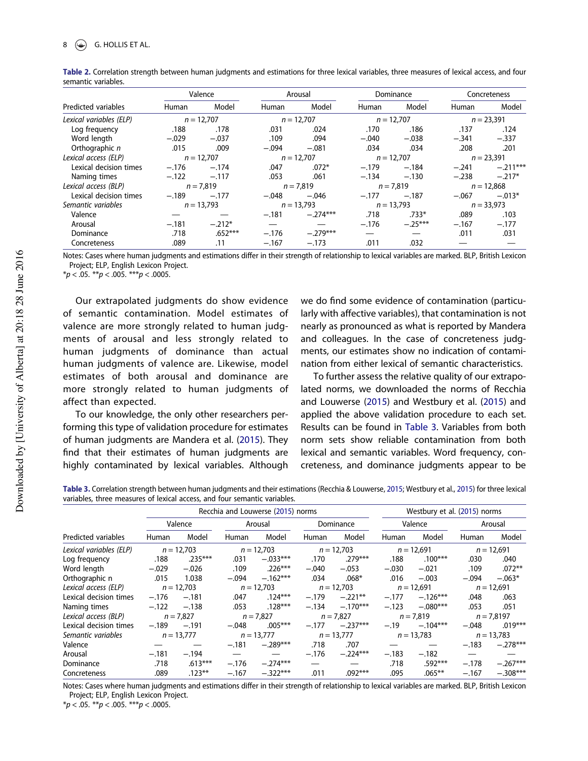**Table 2.** Correlation strength between human judgments and estimations for three lexical variables, three measures of lexical access, and four semantic variables.

| | Valence | | Arousal | | Dominance | | Concreteness | |
|---|---|---|---|---|---|---|---|---|
| Predicted variables | Human | Model | Human | Model | Human | Model | Human | Model |
| *Lexical variables (ELP)* | *n* = 12,707 | | *n* = 12,707 | | *n* = 12,707 | | *n* = 23,391 | |
| Log frequency | .188 | .178 | .031 | .024 | .170 | .186 | .137 | .124 |
| Word length | −.029 | −.037 | .109 | .094 | −.040 | −.038 | −.341 | −.337 |
| Orthographic *n* | .015 | .009 | −.094 | −.081 | .034 | .034 | .208 | .201 |
| *Lexical access (ELP)* | *n* = 12,707 | | *n* = 12,707 | | *n* = 12,707 | | *n* = 23,391 | |
| Lexical decision times | −.176 | −.174 | .047 | .072* | −.179 | −.184 | −.241 | −.211*** |
| Naming times | −.122 | −.117 | .053 | .061 | −.134 | −.130 | −.238 | −.217* |
| *Lexical access (BLP)* | *n* = 7,819 | | *n* = 7,819 | | *n* = 7,819 | | *n* = 12,868 | |
| Lexical decision times | −.189 | −.177 | −.048 | −.046 | −.177 | −.187 | −.067 | −.013* |
| *Semantic variables* | *n* = 13,793 | | *n* = 13,793 | | *n* = 13,793 | | *n* = 33,973 | |
| Valence | — | — | −.181 | −.274*** | .718 | .733* | .089 | .103 |
| Arousal | −.181 | −.212* | — | — | −.176 | −.25*** | −.167 | −.177 |
| Dominance | .718 | .652*** | −.176 | −.279*** | — | — | .011 | .031 |
| Concreteness | .089 | .11 | −.167 | −.173 | .011 | .032 | — | — |

Notes: Cases where human judgments and estimations differ in their strength of relationship to lexical variables are marked. BLP, British Lexicon Project; ELP, English Lexicon Project.
*$p < .05$. **$p < .005$. ***$p < .0005$.

Our extrapolated judgments do show evidence of semantic contamination. Model estimates of valence are more strongly related to human judgments of arousal and less strongly related to human judgments of dominance than actual human judgments of valence are. Likewise, model estimates of both arousal and dominance are more strongly related to human judgments of affect than expected.

To our knowledge, the only other researchers performing this type of validation procedure for estimates of human judgments are Mandera et al. (2015). They find that their estimates of human judgments are highly contaminated by lexical variables. Although we do find some evidence of contamination (particularly with affective variables), that contamination is not nearly as pronounced as what is reported by Mandera and colleagues. In the case of concreteness judgments, our estimates show no indication of contamination from either lexical of semantic characteristics.

To further assess the relative quality of our extrapolated norms, we downloaded the norms of Recchia and Louwerse (2015) and Westbury et al. (2015) and applied the above validation procedure to each set. Results can be found in Table 3. Variables from both norm sets show reliable contamination from both lexical and semantic variables. Word frequency, concreteness, and dominance judgments appear to be

**Table 3.** Correlation strength between human judgments and their estimations (Recchia & Louwerse, 2015; Westbury et al., 2015) for three lexical variables, three measures of lexical access, and four semantic variables.

| | Recchia and Louwerse (2015) norms | | | | | | Westbury et al. (2015) norms | | | |
|---|---|---|---|---|---|---|---|---|---|---|
| | Valence | | Arousal | | Dominance | | Valence | | Arousal | |
| Predicted variables | Human | Model | Human | Model | Human | Model | Human | Model | Human | Model |
| *Lexical variables (ELP)* | *n* = 12,703 | | *n* = 12,703 | | *n* = 12,703 | | *n* = 12,691 | | *n* = 12,691 | |
| Log frequency | .188 | .235*** | .031 | −.033*** | .170 | .279*** | .188 | .100*** | .030 | .040 |
| Word length | −.029 | −.026 | .109 | .226*** | −.040 | −.053 | −.030 | −.021 | .109 | .072** |
| Orthographic n | .015 | 1.038 | −.094 | −.162*** | .034 | .068* | .016 | −.003 | −.094 | −.063* |
| *Lexical access (ELP)* | *n* = 12,703 | | *n* = 12,703 | | *n* = 12,703 | | *n* = 12,691 | | *n* = 12,691 | |
| Lexical decision times | −.176 | −.181 | .047 | .124*** | −.179 | −.221** | −.177 | −.126*** | .048 | .063 |
| Naming times | −.122 | −.138 | .053 | .128*** | −.134 | −.170*** | −.123 | −.080*** | .053 | .051 |
| *Lexical access (BLP)* | *n* = 7,827 | | *n* = 7,827 | | *n* = 7,827 | | *n* = 7,819 | | *n* = 7,8197 | |
| Lexical decision times | −.189 | −.191 | −.048 | .005*** | −.177 | −.237*** | −.19 | −.104*** | −.048 | .019*** |
| *Semantic variables* | *n* = 13,777 | | *n* = 13,777 | | *n* = 13,777 | | *n* = 13,783 | | *n* = 13,783 | |
| Valence | — | — | −.181 | −.289*** | .718 | .707 | — | — | −.183 | −.278*** |
| Arousal | −.181 | −.194 | — | — | −.176 | −.224*** | −.183 | −.182 | — | — |
| Dominance | .718 | .613*** | −.176 | −.274*** | — | — | .718 | .592*** | −.178 | −.267*** |
| Concreteness | .089 | .123** | −.167 | −.322*** | .011 | .092*** | .095 | .065** | −.167 | −.308*** |

Notes: Cases where human judgments and estimations differ in their strength of relationship to lexical variables are marked. BLP, British Lexicon Project; ELP, English Lexicon Project.
*$p < .05$. **$p < .005$. ***$p < .0005$.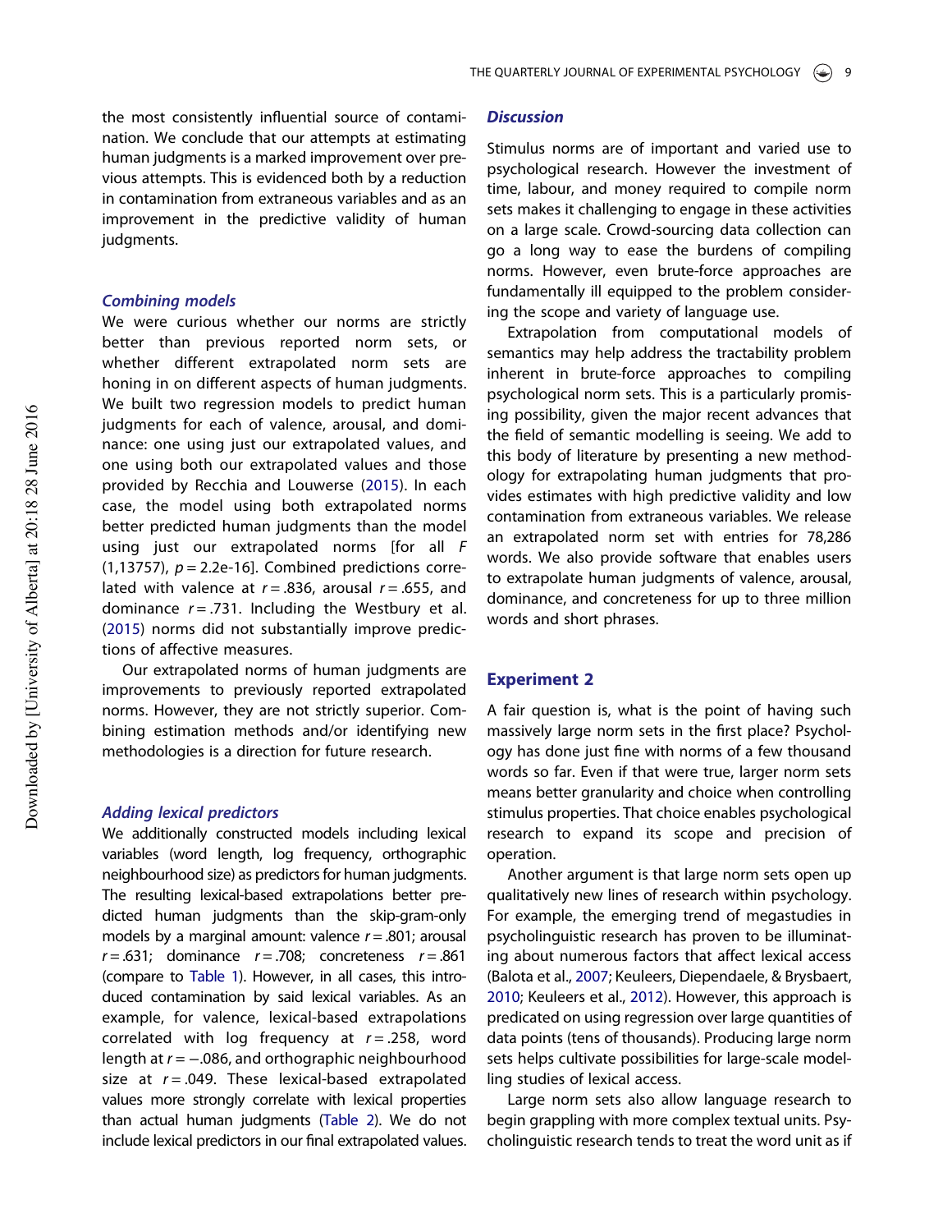the most consistently influential source of contamination. We conclude that our attempts at estimating human judgments is a marked improvement over previous attempts. This is evidenced both by a reduction in contamination from extraneous variables and as an improvement in the predictive validity of human judgments.

### *Combining models*

We were curious whether our norms are strictly better than previous reported norm sets, or whether different extrapolated norm sets are honing in on different aspects of human judgments. We built two regression models to predict human judgments for each of valence, arousal, and dominance: one using just our extrapolated values, and one using both our extrapolated values and those provided by Recchia and Louwerse (2015). In each case, the model using both extrapolated norms better predicted human judgments than the model using just our extrapolated norms [for all $F(1,13757)$, $p = 2.2\text{e-}16$]. Combined predictions correlated with valence at $r = .836$, arousal $r = .655$, and dominance $r = .731$. Including the Westbury et al. (2015) norms did not substantially improve predictions of affective measures.

Our extrapolated norms of human judgments are improvements to previously reported extrapolated norms. However, they are not strictly superior. Combining estimation methods and/or identifying new methodologies is a direction for future research.

### *Adding lexical predictors*

We additionally constructed models including lexical variables (word length, log frequency, orthographic neighbourhood size) as predictors for human judgments. The resulting lexical-based extrapolations better predicted human judgments than the skip-gram-only models by a marginal amount: valence $r = .801$; arousal $r = .631$; dominance $r = .708$; concreteness $r = .861$ (compare to Table 1). However, in all cases, this introduced contamination by said lexical variables. As an example, for valence, lexical-based extrapolations correlated with log frequency at $r = .258$, word length at $r = -.086$, and orthographic neighbourhood size at $r = .049$. These lexical-based extrapolated values more strongly correlate with lexical properties than actual human judgments (Table 2). We do not include lexical predictors in our final extrapolated values.

### *Discussion*

Stimulus norms are of important and varied use to psychological research. However the investment of time, labour, and money required to compile norm sets makes it challenging to engage in these activities on a large scale. Crowd-sourcing data collection can go a long way to ease the burdens of compiling norms. However, even brute-force approaches are fundamentally ill equipped to the problem considering the scope and variety of language use.

Extrapolation from computational models of semantics may help address the tractability problem inherent in brute-force approaches to compiling psychological norm sets. This is a particularly promising possibility, given the major recent advances that the field of semantic modelling is seeing. We add to this body of literature by presenting a new methodology for extrapolating human judgments that provides estimates with high predictive validity and low contamination from extraneous variables. We release an extrapolated norm set with entries for 78,286 words. We also provide software that enables users to extrapolate human judgments of valence, arousal, dominance, and concreteness for up to three million words and short phrases.

## Experiment 2

A fair question is, what is the point of having such massively large norm sets in the first place? Psychology has done just fine with norms of a few thousand words so far. Even if that were true, larger norm sets means better granularity and choice when controlling stimulus properties. That choice enables psychological research to expand its scope and precision of operation.

Another argument is that large norm sets open up qualitatively new lines of research within psychology. For example, the emerging trend of megastudies in psycholinguistic research has proven to be illuminating about numerous factors that affect lexical access (Balota et al., 2007; Keuleers, Diependaele, & Brysbaert, 2010; Keuleers et al., 2012). However, this approach is predicated on using regression over large quantities of data points (tens of thousands). Producing large norm sets helps cultivate possibilities for large-scale modelling studies of lexical access.

Large norm sets also allow language research to begin grappling with more complex textual units. Psycholinguistic research tends to treat the word unit as if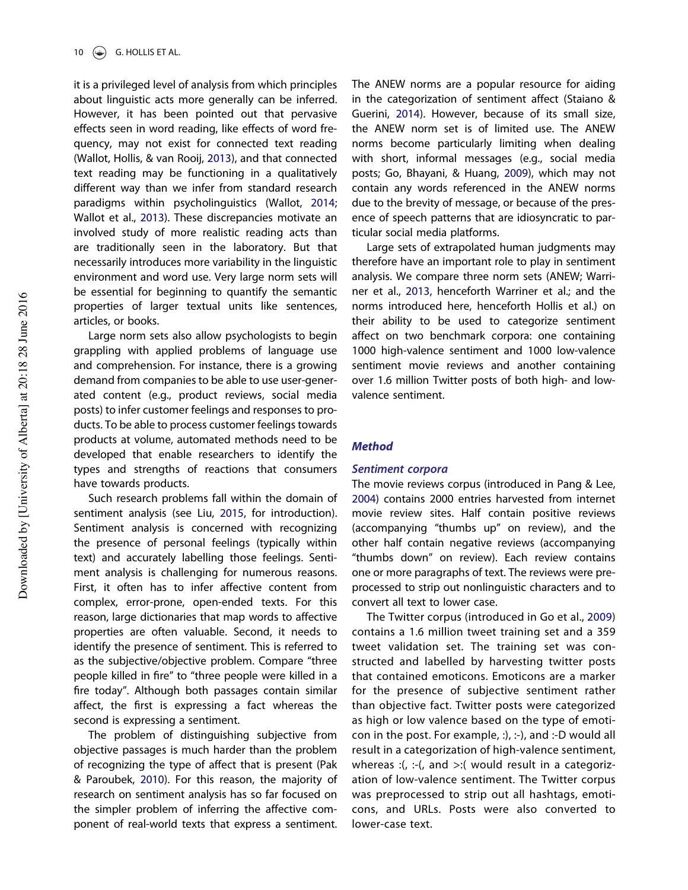it is a privileged level of analysis from which principles about linguistic acts more generally can be inferred. However, it has been pointed out that pervasive effects seen in word reading, like effects of word frequency, may not exist for connected text reading (Wallot, Hollis, & van Rooij, 2013), and that connected text reading may be functioning in a qualitatively different way than we infer from standard research paradigms within psycholinguistics (Wallot, 2014; Wallot et al., 2013). These discrepancies motivate an involved study of more realistic reading acts than are traditionally seen in the laboratory. But that necessarily introduces more variability in the linguistic environment and word use. Very large norm sets will be essential for beginning to quantify the semantic properties of larger textual units like sentences, articles, or books.

Large norm sets also allow psychologists to begin grappling with applied problems of language use and comprehension. For instance, there is a growing demand from companies to be able to use user-generated content (e.g., product reviews, social media posts) to infer customer feelings and responses to products. To be able to process customer feelings towards products at volume, automated methods need to be developed that enable researchers to identify the types and strengths of reactions that consumers have towards products.

Such research problems fall within the domain of sentiment analysis (see Liu, 2015, for introduction). Sentiment analysis is concerned with recognizing the presence of personal feelings (typically within text) and accurately labelling those feelings. Sentiment analysis is challenging for numerous reasons. First, it often has to infer affective content from complex, error-prone, open-ended texts. For this reason, large dictionaries that map words to affective properties are often valuable. Second, it needs to identify the presence of sentiment. This is referred to as the subjective/objective problem. Compare "three people killed in fire" to "three people were killed in a fire today". Although both passages contain similar affect, the first is expressing a fact whereas the second is expressing a sentiment.

The problem of distinguishing subjective from objective passages is much harder than the problem of recognizing the type of affect that is present (Pak & Paroubek, 2010). For this reason, the majority of research on sentiment analysis has so far focused on the simpler problem of inferring the affective component of real-world texts that express a sentiment. The ANEW norms are a popular resource for aiding in the categorization of sentiment affect (Staiano & Guerini, 2014). However, because of its small size, the ANEW norm set is of limited use. The ANEW norms become particularly limiting when dealing with short, informal messages (e.g., social media posts; Go, Bhayani, & Huang, 2009), which may not contain any words referenced in the ANEW norms due to the brevity of message, or because of the presence of speech patterns that are idiosyncratic to particular social media platforms.

Large sets of extrapolated human judgments may therefore have an important role to play in sentiment analysis. We compare three norm sets (ANEW; Warriner et al., 2013, henceforth Warriner et al.; and the norms introduced here, henceforth Hollis et al.) on their ability to be used to categorize sentiment affect on two benchmark corpora: one containing 1000 high-valence sentiment and 1000 low-valence sentiment movie reviews and another containing over 1.6 million Twitter posts of both high- and low-valence sentiment.

## Method

### Sentiment corpora

The movie reviews corpus (introduced in Pang & Lee, 2004) contains 2000 entries harvested from internet movie review sites. Half contain positive reviews (accompanying "thumbs up" on review), and the other half contain negative reviews (accompanying "thumbs down" on review). Each review contains one or more paragraphs of text. The reviews were preprocessed to strip out nonlinguistic characters and to convert all text to lower case.

The Twitter corpus (introduced in Go et al., 2009) contains a 1.6 million tweet training set and a 359 tweet validation set. The training set was constructed and labelled by harvesting twitter posts that contained emoticons. Emoticons are a marker for the presence of subjective sentiment rather than objective fact. Twitter posts were categorized as high or low valence based on the type of emoticon in the post. For example, :), :-), and :-D would all result in a categorization of high-valence sentiment, whereas :(, :-(, and >:( would result in a categorization of low-valence sentiment. The Twitter corpus was preprocessed to strip out all hashtags, emoticons, and URLs. Posts were also converted to lower-case text.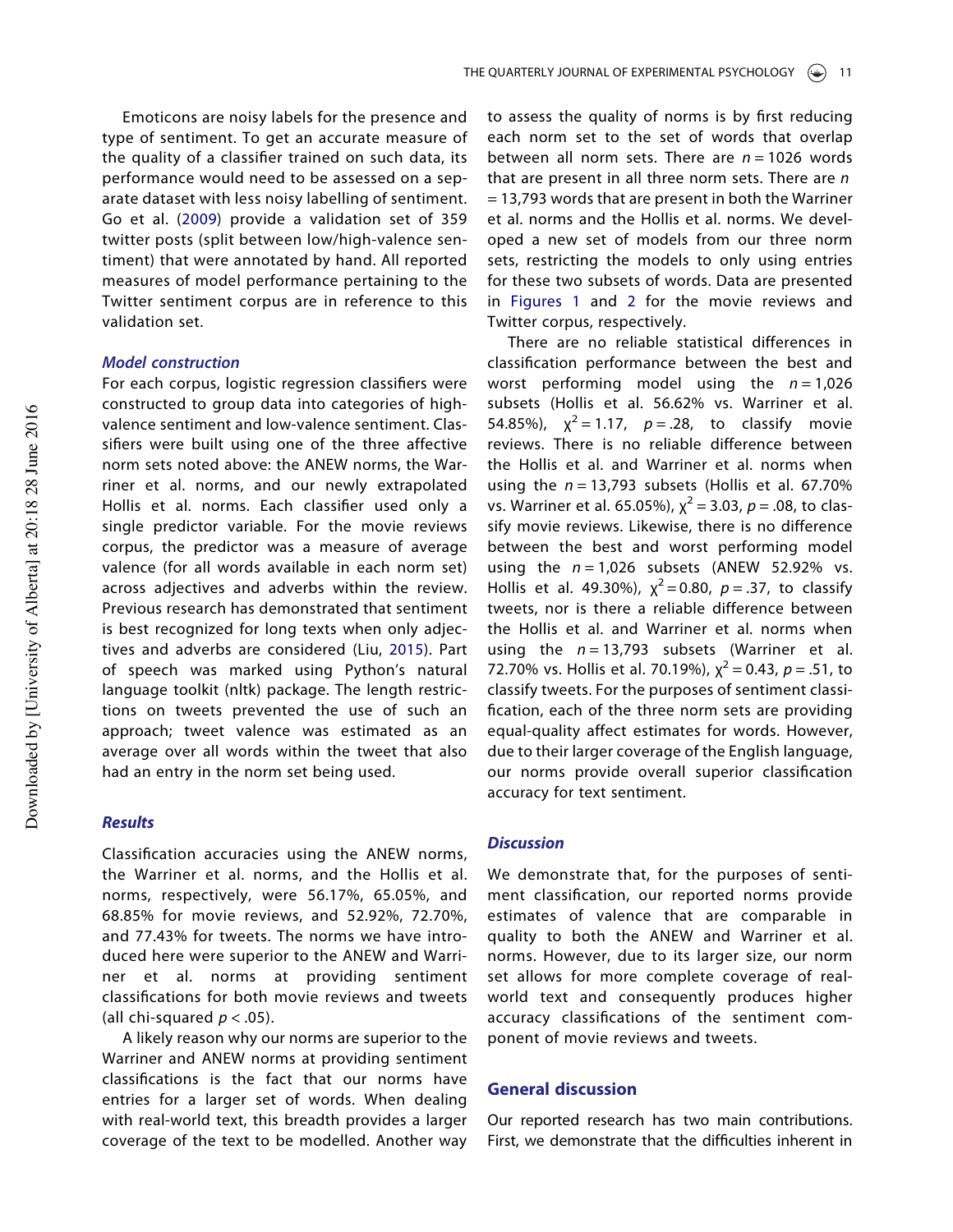Emoticons are noisy labels for the presence and type of sentiment. To get an accurate measure of the quality of a classifier trained on such data, its performance would need to be assessed on a separate dataset with less noisy labelling of sentiment. Go et al. (2009) provide a validation set of 359 twitter posts (split between low/high-valence sentiment) that were annotated by hand. All reported measures of model performance pertaining to the Twitter sentiment corpus are in reference to this validation set.

### *Model construction*

For each corpus, logistic regression classifiers were constructed to group data into categories of high-valence sentiment and low-valence sentiment. Classifiers were built using one of the three affective norm sets noted above: the ANEW norms, the Warriner et al. norms, and our newly extrapolated Hollis et al. norms. Each classifier used only a single predictor variable. For the movie reviews corpus, the predictor was a measure of average valence (for all words available in each norm set) across adjectives and adverbs within the review. Previous research has demonstrated that sentiment is best recognized for long texts when only adjectives and adverbs are considered (Liu, 2015). Part of speech was marked using Python's natural language toolkit (nltk) package. The length restrictions on tweets prevented the use of such an approach; tweet valence was estimated as an average over all words within the tweet that also had an entry in the norm set being used.

### *Results*

Classification accuracies using the ANEW norms, the Warriner et al. norms, and the Hollis et al. norms, respectively, were 56.17%, 65.05%, and 68.85% for movie reviews, and 52.92%, 72.70%, and 77.43% for tweets. The norms we have introduced here were superior to the ANEW and Warriner et al. norms at providing sentiment classifications for both movie reviews and tweets (all chi-squared $p < .05$).

A likely reason why our norms are superior to the Warriner and ANEW norms at providing sentiment classifications is the fact that our norms have entries for a larger set of words. When dealing with real-world text, this breadth provides a larger coverage of the text to be modelled. Another way to assess the quality of norms is by first reducing each norm set to the set of words that overlap between all norm sets. There are $n = 1026$ words that are present in all three norm sets. There are $n = 13{,}793$ words that are present in both the Warriner et al. norms and the Hollis et al. norms. We developed a new set of models from our three norm sets, restricting the models to only using entries for these two subsets of words. Data are presented in Figures 1 and 2 for the movie reviews and Twitter corpus, respectively.

There are no reliable statistical differences in classification performance between the best and worst performing model using the $n = 1{,}026$ subsets (Hollis et al. 56.62% vs. Warriner et al. 54.85%), $\chi^2 = 1.17$, $p = .28$, to classify movie reviews. There is no reliable difference between the Hollis et al. and Warriner et al. norms when using the $n = 13{,}793$ subsets (Hollis et al. 67.70% vs. Warriner et al. 65.05%), $\chi^2 = 3.03$, $p = .08$, to classify movie reviews. Likewise, there is no difference between the best and worst performing model using the $n = 1{,}026$ subsets (ANEW 52.92% vs. Hollis et al. 49.30%), $\chi^2 = 0.80$, $p = .37$, to classify tweets, nor is there a reliable difference between the Hollis et al. and Warriner et al. norms when using the $n = 13{,}793$ subsets (Warriner et al. 72.70% vs. Hollis et al. 70.19%), $\chi^2 = 0.43$, $p = .51$, to classify tweets. For the purposes of sentiment classification, each of the three norm sets are providing equal-quality affect estimates for words. However, due to their larger coverage of the English language, our norms provide overall superior classification accuracy for text sentiment.

### *Discussion*

We demonstrate that, for the purposes of sentiment classification, our reported norms provide estimates of valence that are comparable in quality to both the ANEW and Warriner et al. norms. However, due to its larger size, our norm set allows for more complete coverage of real-world text and consequently produces higher accuracy classifications of the sentiment component of movie reviews and tweets.

## General discussion

Our reported research has two main contributions. First, we demonstrate that the difficulties inherent in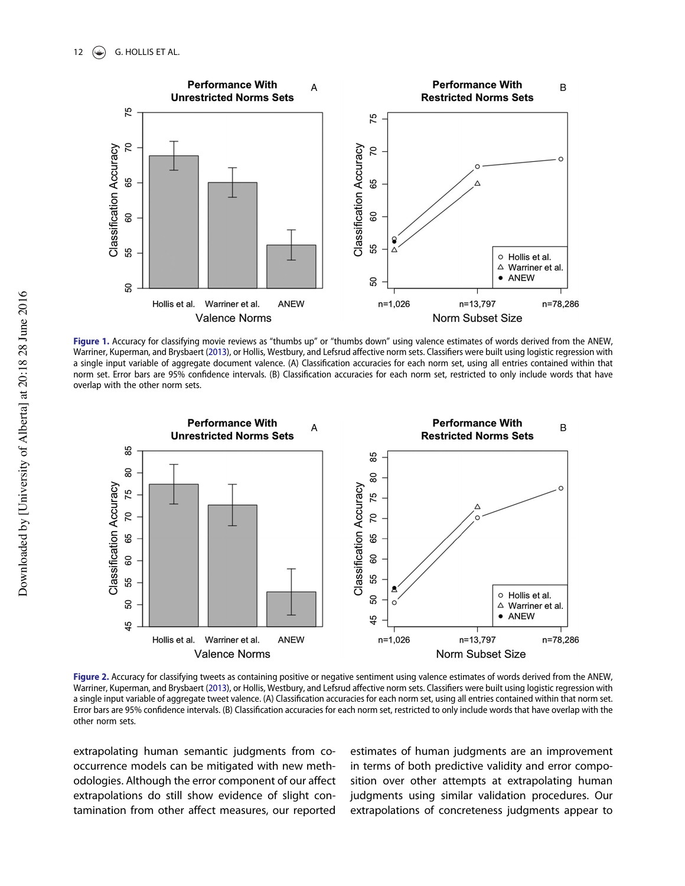**Figure 1.** Accuracy for classifying movie reviews as "thumbs up" or "thumbs down" using valence estimates of words derived from the ANEW, Warriner, Kuperman, and Brysbaert (2013), or Hollis, Westbury, and Lefsrud affective norm sets. Classifiers were built using logistic regression with a single input variable of aggregate document valence. (A) Classification accuracies for each norm set, using all entries contained within that norm set. Error bars are 95% confidence intervals. (B) Classification accuracies for each norm set, restricted to only include words that have overlap with the other norm sets.

**Figure 2.** Accuracy for classifying tweets as containing positive or negative sentiment using valence estimates of words derived from the ANEW, Warriner, Kuperman, and Brysbaert (2013), or Hollis, Westbury, and Lefsrud affective norm sets. Classifiers were built using logistic regression with a single input variable of aggregate tweet valence. (A) Classification accuracies for each norm set, using all entries contained within that norm set. Error bars are 95% confidence intervals. (B) Classification accuracies for each norm set, restricted to only include words that have overlap with the other norm sets.

extrapolating human semantic judgments from co-occurrence models can be mitigated with new methodologies. Although the error component of our affect extrapolations do still show evidence of slight contamination from other affect measures, our reported estimates of human judgments are an improvement in terms of both predictive validity and error composition over other attempts at extrapolating human judgments using similar validation procedures. Our extrapolations of concreteness judgments appear to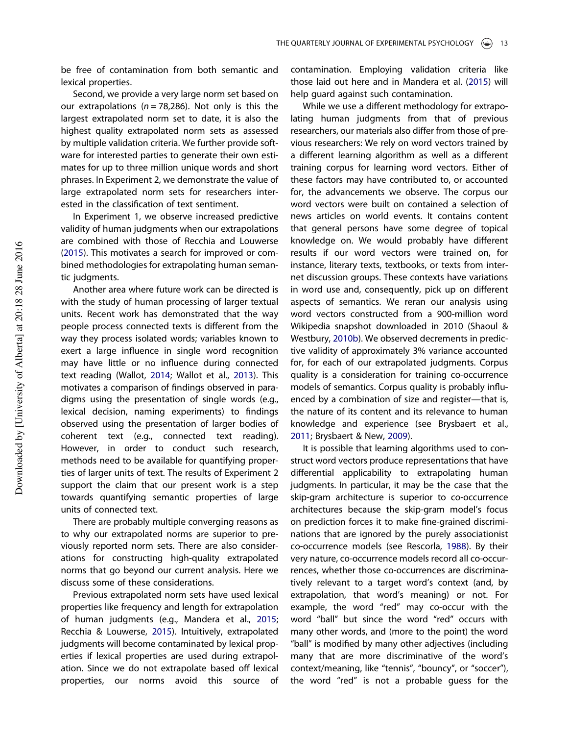be free of contamination from both semantic and lexical properties.

Second, we provide a very large norm set based on our extrapolations ($n = 78,286$). Not only is this the largest extrapolated norm set to date, it is also the highest quality extrapolated norm sets as assessed by multiple validation criteria. We further provide software for interested parties to generate their own estimates for up to three million unique words and short phrases. In Experiment 2, we demonstrate the value of large extrapolated norm sets for researchers interested in the classification of text sentiment.

In Experiment 1, we observe increased predictive validity of human judgments when our extrapolations are combined with those of Recchia and Louwerse (2015). This motivates a search for improved or combined methodologies for extrapolating human semantic judgments.

Another area where future work can be directed is with the study of human processing of larger textual units. Recent work has demonstrated that the way people process connected texts is different from the way they process isolated words; variables known to exert a large influence in single word recognition may have little or no influence during connected text reading (Wallot, 2014; Wallot et al., 2013). This motivates a comparison of findings observed in paradigms using the presentation of single words (e.g., lexical decision, naming experiments) to findings observed using the presentation of larger bodies of coherent text (e.g., connected text reading). However, in order to conduct such research, methods need to be available for quantifying properties of larger units of text. The results of Experiment 2 support the claim that our present work is a step towards quantifying semantic properties of large units of connected text.

There are probably multiple converging reasons as to why our extrapolated norms are superior to previously reported norm sets. There are also considerations for constructing high-quality extrapolated norms that go beyond our current analysis. Here we discuss some of these considerations.

Previous extrapolated norm sets have used lexical properties like frequency and length for extrapolation of human judgments (e.g., Mandera et al., 2015; Recchia & Louwerse, 2015). Intuitively, extrapolated judgments will become contaminated by lexical properties if lexical properties are used during extrapolation. Since we do not extrapolate based off lexical properties, our norms avoid this source of contamination. Employing validation criteria like those laid out here and in Mandera et al. (2015) will help guard against such contamination.

While we use a different methodology for extrapolating human judgments from that of previous researchers, our materials also differ from those of previous researchers: We rely on word vectors trained by a different learning algorithm as well as a different training corpus for learning word vectors. Either of these factors may have contributed to, or accounted for, the advancements we observe. The corpus our word vectors were built on contained a selection of news articles on world events. It contains content that general persons have some degree of topical knowledge on. We would probably have different results if our word vectors were trained on, for instance, literary texts, textbooks, or texts from internet discussion groups. These contexts have variations in word use and, consequently, pick up on different aspects of semantics. We reran our analysis using word vectors constructed from a 900-million word Wikipedia snapshot downloaded in 2010 (Shaoul & Westbury, 2010b). We observed decrements in predictive validity of approximately 3% variance accounted for, for each of our extrapolated judgments. Corpus quality is a consideration for training co-occurrence models of semantics. Corpus quality is probably influenced by a combination of size and register—that is, the nature of its content and its relevance to human knowledge and experience (see Brysbaert et al., 2011; Brysbaert & New, 2009).

It is possible that learning algorithms used to construct word vectors produce representations that have differential applicability to extrapolating human judgments. In particular, it may be the case that the skip-gram architecture is superior to co-occurrence architectures because the skip-gram model's focus on prediction forces it to make fine-grained discriminations that are ignored by the purely associationist co-occurrence models (see Rescorla, 1988). By their very nature, co-occurrence models record all co-occurrences, whether those co-occurrences are discriminatively relevant to a target word's context (and, by extrapolation, that word's meaning) or not. For example, the word "red" may co-occur with the word "ball" but since the word "red" occurs with many other words, and (more to the point) the word "ball" is modified by many other adjectives (including many that are more discriminative of the word's context/meaning, like "tennis", "bouncy", or "soccer"), the word "red" is not a probable guess for the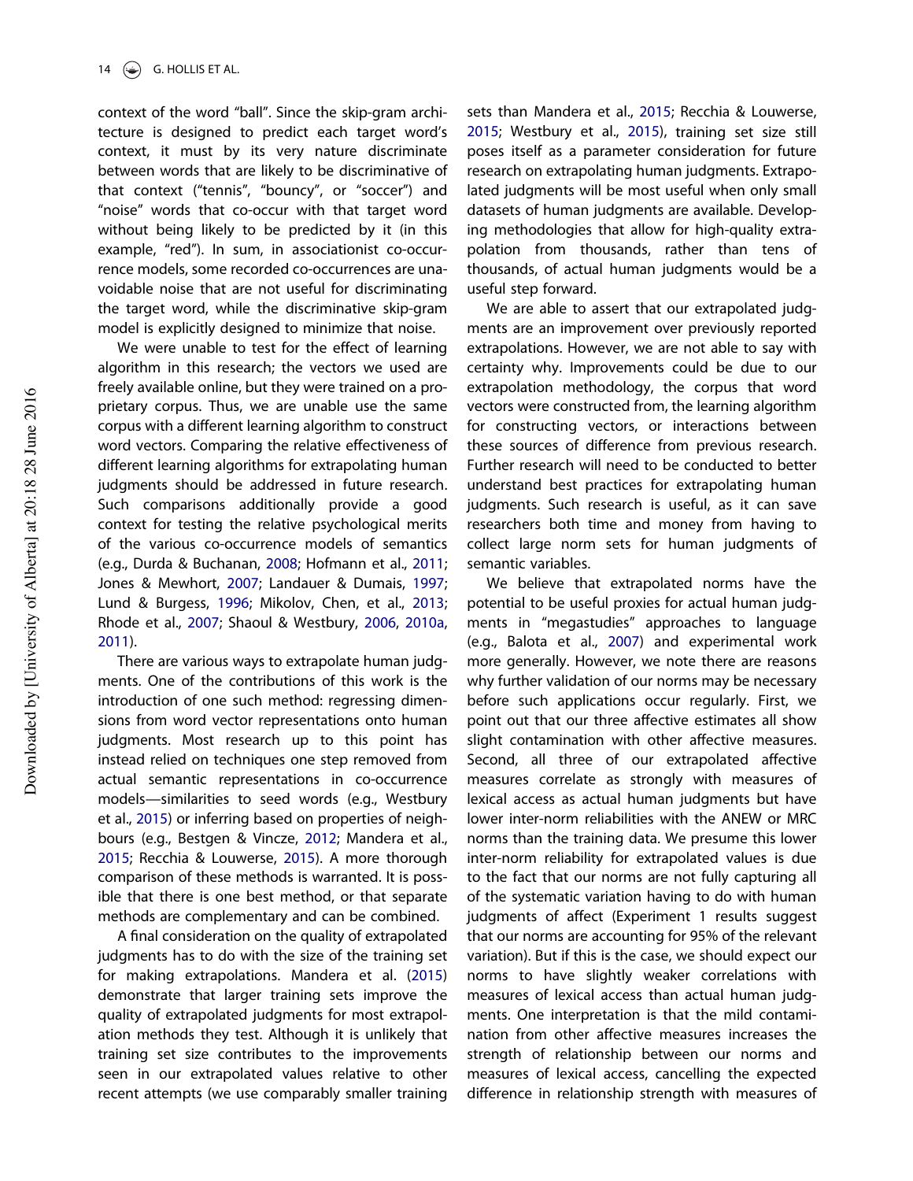context of the word "ball". Since the skip-gram architecture is designed to predict each target word's context, it must by its very nature discriminate between words that are likely to be discriminative of that context ("tennis", "bouncy", or "soccer") and "noise" words that co-occur with that target word without being likely to be predicted by it (in this example, "red"). In sum, in associationist co-occurrence models, some recorded co-occurrences are unavoidable noise that are not useful for discriminating the target word, while the discriminative skip-gram model is explicitly designed to minimize that noise.

We were unable to test for the effect of learning algorithm in this research; the vectors we used are freely available online, but they were trained on a proprietary corpus. Thus, we are unable use the same corpus with a different learning algorithm to construct word vectors. Comparing the relative effectiveness of different learning algorithms for extrapolating human judgments should be addressed in future research. Such comparisons additionally provide a good context for testing the relative psychological merits of the various co-occurrence models of semantics (e.g., Durda & Buchanan, 2008; Hofmann et al., 2011; Jones & Mewhort, 2007; Landauer & Dumais, 1997; Lund & Burgess, 1996; Mikolov, Chen, et al., 2013; Rhode et al., 2007; Shaoul & Westbury, 2006, 2010a, 2011).

There are various ways to extrapolate human judgments. One of the contributions of this work is the introduction of one such method: regressing dimensions from word vector representations onto human judgments. Most research up to this point has instead relied on techniques one step removed from actual semantic representations in co-occurrence models—similarities to seed words (e.g., Westbury et al., 2015) or inferring based on properties of neighbours (e.g., Bestgen & Vincze, 2012; Mandera et al., 2015; Recchia & Louwerse, 2015). A more thorough comparison of these methods is warranted. It is possible that there is one best method, or that separate methods are complementary and can be combined.

A final consideration on the quality of extrapolated judgments has to do with the size of the training set for making extrapolations. Mandera et al. (2015) demonstrate that larger training sets improve the quality of extrapolated judgments for most extrapolation methods they test. Although it is unlikely that training set size contributes to the improvements seen in our extrapolated values relative to other recent attempts (we use comparably smaller training sets than Mandera et al., 2015; Recchia & Louwerse, 2015; Westbury et al., 2015), training set size still poses itself as a parameter consideration for future research on extrapolating human judgments. Extrapolated judgments will be most useful when only small datasets of human judgments are available. Developing methodologies that allow for high-quality extrapolation from thousands, rather than tens of thousands, of actual human judgments would be a useful step forward.

We are able to assert that our extrapolated judgments are an improvement over previously reported extrapolations. However, we are not able to say with certainty why. Improvements could be due to our extrapolation methodology, the corpus that word vectors were constructed from, the learning algorithm for constructing vectors, or interactions between these sources of difference from previous research. Further research will need to be conducted to better understand best practices for extrapolating human judgments. Such research is useful, as it can save researchers both time and money from having to collect large norm sets for human judgments of semantic variables.

We believe that extrapolated norms have the potential to be useful proxies for actual human judgments in "megastudies" approaches to language (e.g., Balota et al., 2007) and experimental work more generally. However, we note there are reasons why further validation of our norms may be necessary before such applications occur regularly. First, we point out that our three affective estimates all show slight contamination with other affective measures. Second, all three of our extrapolated affective measures correlate as strongly with measures of lexical access as actual human judgments but have lower inter-norm reliabilities with the ANEW or MRC norms than the training data. We presume this lower inter-norm reliability for extrapolated values is due to the fact that our norms are not fully capturing all of the systematic variation having to do with human judgments of affect (Experiment 1 results suggest that our norms are accounting for 95% of the relevant variation). But if this is the case, we should expect our norms to have slightly weaker correlations with measures of lexical access than actual human judgments. One interpretation is that the mild contamination from other affective measures increases the strength of relationship between our norms and measures of lexical access, cancelling the expected difference in relationship strength with measures of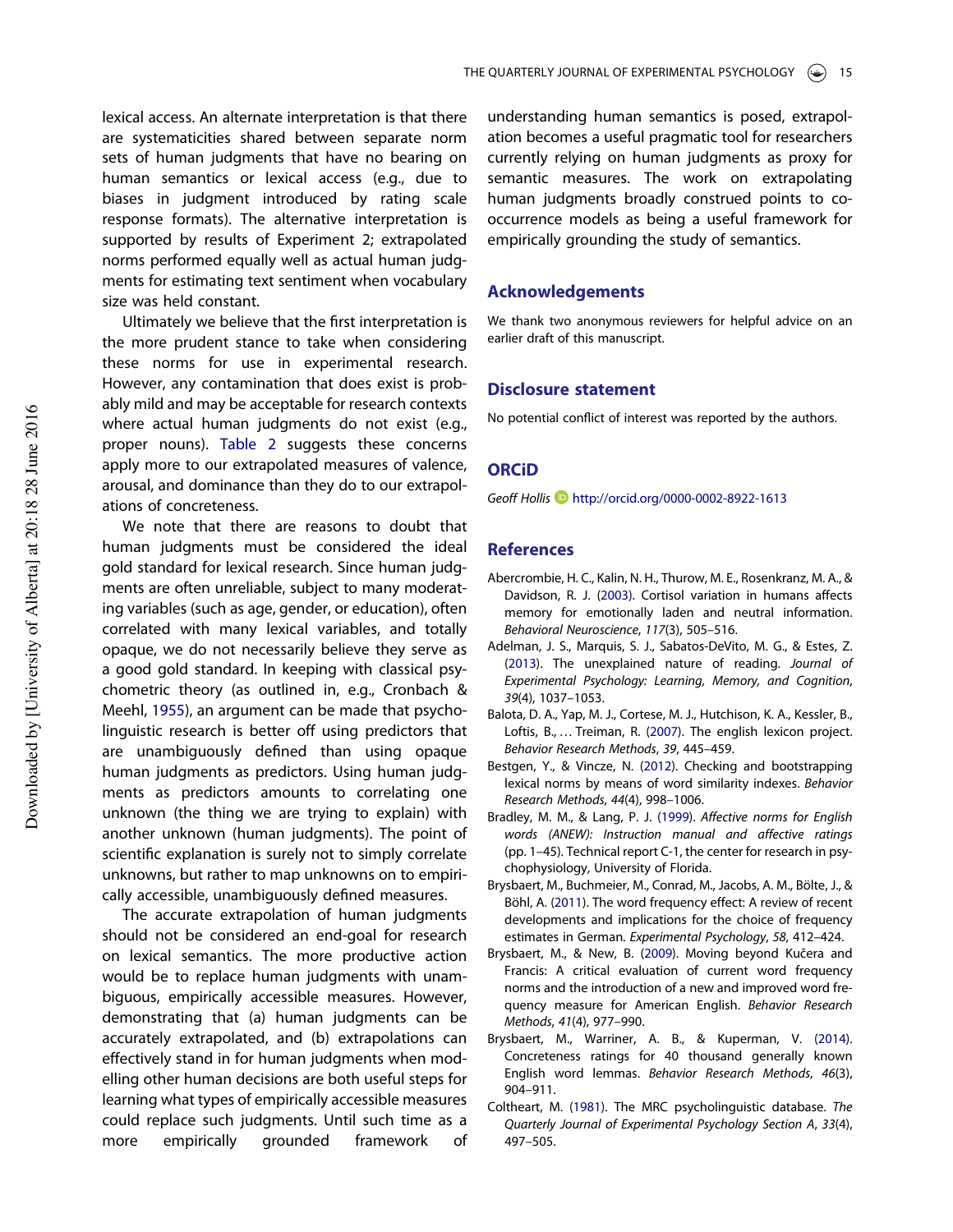lexical access. An alternate interpretation is that there are systematicities shared between separate norm sets of human judgments that have no bearing on human semantics or lexical access (e.g., due to biases in judgment introduced by rating scale response formats). The alternative interpretation is supported by results of Experiment 2; extrapolated norms performed equally well as actual human judgments for estimating text sentiment when vocabulary size was held constant.

Ultimately we believe that the first interpretation is the more prudent stance to take when considering these norms for use in experimental research. However, any contamination that does exist is probably mild and may be acceptable for research contexts where actual human judgments do not exist (e.g., proper nouns). Table 2 suggests these concerns apply more to our extrapolated measures of valence, arousal, and dominance than they do to our extrapolations of concreteness.

We note that there are reasons to doubt that human judgments must be considered the ideal gold standard for lexical research. Since human judgments are often unreliable, subject to many moderating variables (such as age, gender, or education), often correlated with many lexical variables, and totally opaque, we do not necessarily believe they serve as a good gold standard. In keeping with classical psychometric theory (as outlined in, e.g., Cronbach & Meehl, 1955), an argument can be made that psycholinguistic research is better off using predictors that are unambiguously defined than using opaque human judgments as predictors. Using human judgments as predictors amounts to correlating one unknown (the thing we are trying to explain) with another unknown (human judgments). The point of scientific explanation is surely not to simply correlate unknowns, but rather to map unknowns on to empirically accessible, unambiguously defined measures.

The accurate extrapolation of human judgments should not be considered an end-goal for research on lexical semantics. The more productive action would be to replace human judgments with unambiguous, empirically accessible measures. However, demonstrating that (a) human judgments can be accurately extrapolated, and (b) extrapolations can effectively stand in for human judgments when modelling other human decisions are both useful steps for learning what types of empirically accessible measures could replace such judgments. Until such time as a more empirically grounded framework of understanding human semantics is posed, extrapolation becomes a useful pragmatic tool for researchers currently relying on human judgments as proxy for semantic measures. The work on extrapolating human judgments broadly construed points to co-occurrence models as being a useful framework for empirically grounding the study of semantics.

## Acknowledgements

We thank two anonymous reviewers for helpful advice on an earlier draft of this manuscript.

## Disclosure statement

No potential conflict of interest was reported by the authors.

## ORCiD

*Geoff Hollis* http://orcid.org/0000-0002-8922-1613

## References

Abercrombie, H. C., Kalin, N. H., Thurow, M. E., Rosenkranz, M. A., & Davidson, R. J. (2003). Cortisol variation in humans affects memory for emotionally laden and neutral information. *Behavioral Neuroscience*, *117*(3), 505–516.

Adelman, J. S., Marquis, S. J., Sabatos-DeVito, M. G., & Estes, Z. (2013). The unexplained nature of reading. *Journal of Experimental Psychology: Learning, Memory, and Cognition*, *39*(4), 1037–1053.

Balota, D. A., Yap, M. J., Cortese, M. J., Hutchison, K. A., Kessler, B., Loftis, B., … Treiman, R. (2007). The english lexicon project. *Behavior Research Methods*, *39*, 445–459.

Bestgen, Y., & Vincze, N. (2012). Checking and bootstrapping lexical norms by means of word similarity indexes. *Behavior Research Methods*, *44*(4), 998–1006.

Bradley, M. M., & Lang, P. J. (1999). *Affective norms for English words (ANEW): Instruction manual and affective ratings* (pp. 1–45). Technical report C-1, the center for research in psychophysiology, University of Florida.

Brysbaert, M., Buchmeier, M., Conrad, M., Jacobs, A. M., Bölte, J., & Böhl, A. (2011). The word frequency effect: A review of recent developments and implications for the choice of frequency estimates in German. *Experimental Psychology*, *58*, 412–424.

Brysbaert, M., & New, B. (2009). Moving beyond Kučera and Francis: A critical evaluation of current word frequency norms and the introduction of a new and improved word frequency measure for American English. *Behavior Research Methods*, *41*(4), 977–990.

Brysbaert, M., Warriner, A. B., & Kuperman, V. (2014). Concreteness ratings for 40 thousand generally known English word lemmas. *Behavior Research Methods*, *46*(3), 904–911.

Coltheart, M. (1981). The MRC psycholinguistic database. *The Quarterly Journal of Experimental Psychology Section A*, *33*(4), 497–505.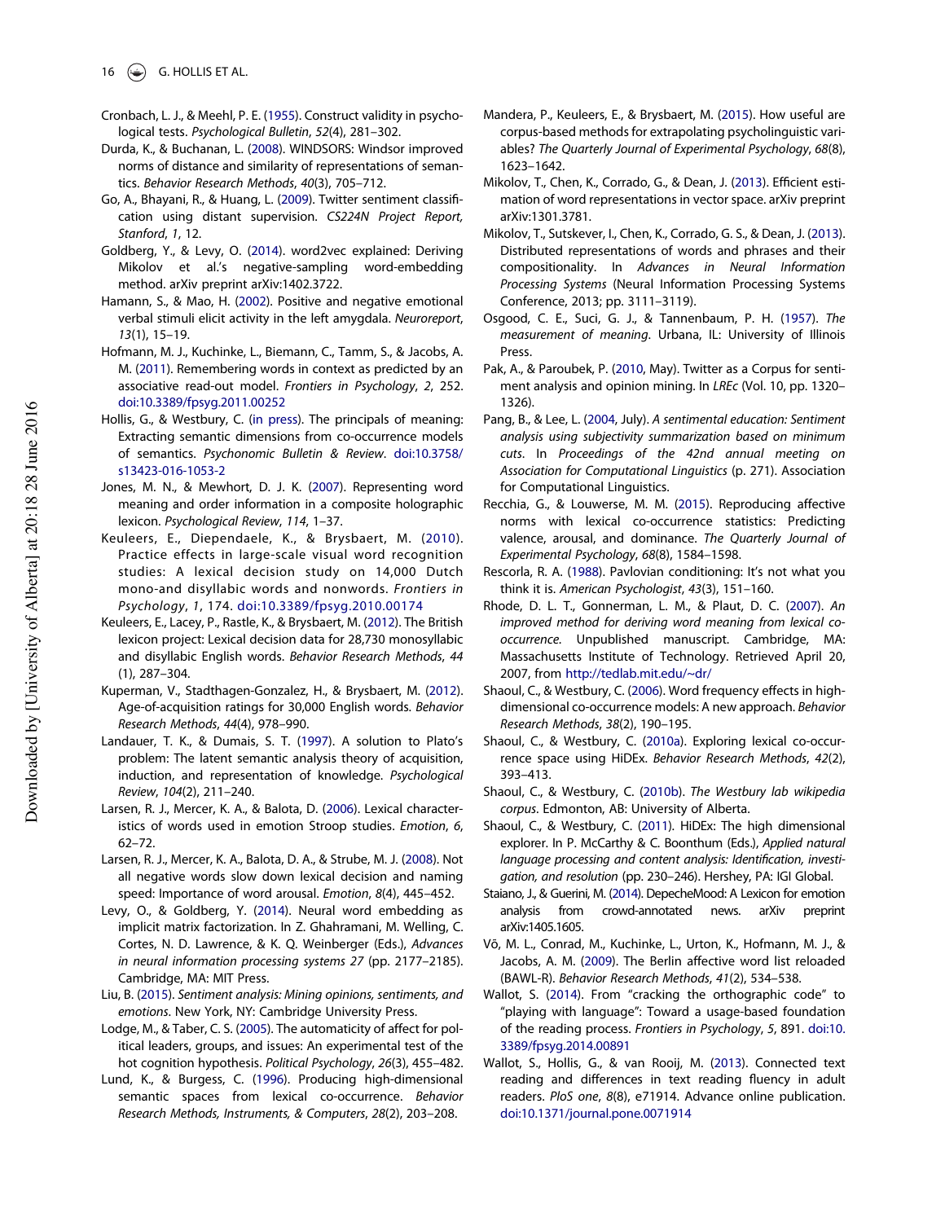Cronbach, L. J., & Meehl, P. E. (1955). Construct validity in psychological tests. *Psychological Bulletin*, *52*(4), 281–302.

Durda, K., & Buchanan, L. (2008). WINDSORS: Windsor improved norms of distance and similarity of representations of semantics. *Behavior Research Methods*, *40*(3), 705–712.

Go, A., Bhayani, R., & Huang, L. (2009). Twitter sentiment classification using distant supervision. *CS224N Project Report, Stanford*, *1*, 12.

Goldberg, Y., & Levy, O. (2014). word2vec explained: Deriving Mikolov et al.'s negative-sampling word-embedding method. arXiv preprint arXiv:1402.3722.

Hamann, S., & Mao, H. (2002). Positive and negative emotional verbal stimuli elicit activity in the left amygdala. *Neuroreport*, *13*(1), 15–19.

Hofmann, M. J., Kuchinke, L., Biemann, C., Tamm, S., & Jacobs, A. M. (2011). Remembering words in context as predicted by an associative read-out model. *Frontiers in Psychology*, *2*, 252. doi:10.3389/fpsyg.2011.00252

Hollis, G., & Westbury, C. (in press). The principals of meaning: Extracting semantic dimensions from co-occurrence models of semantics. *Psychonomic Bulletin & Review*. doi:10.3758/s13423-016-1053-2

Jones, M. N., & Mewhort, D. J. K. (2007). Representing word meaning and order information in a composite holographic lexicon. *Psychological Review*, *114*, 1–37.

Keuleers, E., Diependaele, K., & Brysbaert, M. (2010). Practice effects in large-scale visual word recognition studies: A lexical decision study on 14,000 Dutch mono-and disyllabic words and nonwords. *Frontiers in Psychology*, *1*, 174. doi:10.3389/fpsyg.2010.00174

Keuleers, E., Lacey, P., Rastle, K., & Brysbaert, M. (2012). The British lexicon project: Lexical decision data for 28,730 monosyllabic and disyllabic English words. *Behavior Research Methods*, *44* (1), 287–304.

Kuperman, V., Stadthagen-Gonzalez, H., & Brysbaert, M. (2012). Age-of-acquisition ratings for 30,000 English words. *Behavior Research Methods*, *44*(4), 978–990.

Landauer, T. K., & Dumais, S. T. (1997). A solution to Plato's problem: The latent semantic analysis theory of acquisition, induction, and representation of knowledge. *Psychological Review*, *104*(2), 211–240.

Larsen, R. J., Mercer, K. A., & Balota, D. (2006). Lexical characteristics of words used in emotion Stroop studies. *Emotion*, *6*, 62–72.

Larsen, R. J., Mercer, K. A., Balota, D. A., & Strube, M. J. (2008). Not all negative words slow down lexical decision and naming speed: Importance of word arousal. *Emotion*, *8*(4), 445–452.

Levy, O., & Goldberg, Y. (2014). Neural word embedding as implicit matrix factorization. In Z. Ghahramani, M. Welling, C. Cortes, N. D. Lawrence, & K. Q. Weinberger (Eds.), *Advances in neural information processing systems 27* (pp. 2177–2185). Cambridge, MA: MIT Press.

Liu, B. (2015). *Sentiment analysis: Mining opinions, sentiments, and emotions*. New York, NY: Cambridge University Press.

Lodge, M., & Taber, C. S. (2005). The automaticity of affect for political leaders, groups, and issues: An experimental test of the hot cognition hypothesis. *Political Psychology*, *26*(3), 455–482.

Lund, K., & Burgess, C. (1996). Producing high-dimensional semantic spaces from lexical co-occurrence. *Behavior Research Methods, Instruments, & Computers*, *28*(2), 203–208.

Mandera, P., Keuleers, E., & Brysbaert, M. (2015). How useful are corpus-based methods for extrapolating psycholinguistic variables? *The Quarterly Journal of Experimental Psychology*, *68*(8), 1623–1642.

Mikolov, T., Chen, K., Corrado, G., & Dean, J. (2013). Efficient estimation of word representations in vector space. arXiv preprint arXiv:1301.3781.

Mikolov, T., Sutskever, I., Chen, K., Corrado, G. S., & Dean, J. (2013). Distributed representations of words and phrases and their compositionality. In *Advances in Neural Information Processing Systems* (Neural Information Processing Systems Conference, 2013; pp. 3111–3119).

Osgood, C. E., Suci, G. J., & Tannenbaum, P. H. (1957). *The measurement of meaning*. Urbana, IL: University of Illinois Press.

Pak, A., & Paroubek, P. (2010, May). Twitter as a Corpus for sentiment analysis and opinion mining. In *LREc* (Vol. 10, pp. 1320–1326).

Pang, B., & Lee, L. (2004, July). *A sentimental education: Sentiment analysis using subjectivity summarization based on minimum cuts*. In *Proceedings of the 42nd annual meeting on Association for Computational Linguistics* (p. 271). Association for Computational Linguistics.

Recchia, G., & Louwerse, M. M. (2015). Reproducing affective norms with lexical co-occurrence statistics: Predicting valence, arousal, and dominance. *The Quarterly Journal of Experimental Psychology*, *68*(8), 1584–1598.

Rescorla, R. A. (1988). Pavlovian conditioning: It's not what you think it is. *American Psychologist*, *43*(3), 151–160.

Rhode, D. L. T., Gonnerman, L. M., & Plaut, D. C. (2007). *An improved method for deriving word meaning from lexical co-occurrence*. Unpublished manuscript. Cambridge, MA: Massachusetts Institute of Technology. Retrieved April 20, 2007, from http://tedlab.mit.edu/~dr/

Shaoul, C., & Westbury, C. (2006). Word frequency effects in high-dimensional co-occurrence models: A new approach. *Behavior Research Methods*, *38*(2), 190–195.

Shaoul, C., & Westbury, C. (2010a). Exploring lexical co-occurrence space using HiDEx. *Behavior Research Methods*, *42*(2), 393–413.

Shaoul, C., & Westbury, C. (2010b). *The Westbury lab wikipedia corpus*. Edmonton, AB: University of Alberta.

Shaoul, C., & Westbury, C. (2011). HiDEx: The high dimensional explorer. In P. McCarthy & C. Boonthum (Eds.), *Applied natural language processing and content analysis: Identification, investigation, and resolution* (pp. 230–246). Hershey, PA: IGI Global.

Staiano, J., & Guerini, M. (2014). DepecheMood: A Lexicon for emotion analysis from crowd-annotated news. arXiv preprint arXiv:1405.1605.

Võ, M. L., Conrad, M., Kuchinke, L., Urton, K., Hofmann, M. J., & Jacobs, A. M. (2009). The Berlin affective word list reloaded (BAWL-R). *Behavior Research Methods*, *41*(2), 534–538.

Wallot, S. (2014). From "cracking the orthographic code" to "playing with language": Toward a usage-based foundation of the reading process. *Frontiers in Psychology*, *5*, 891. doi:10.3389/fpsyg.2014.00891

Wallot, S., Hollis, G., & van Rooij, M. (2013). Connected text reading and differences in text reading fluency in adult readers. *PloS one*, *8*(8), e71914. Advance online publication. doi:10.1371/journal.pone.0071914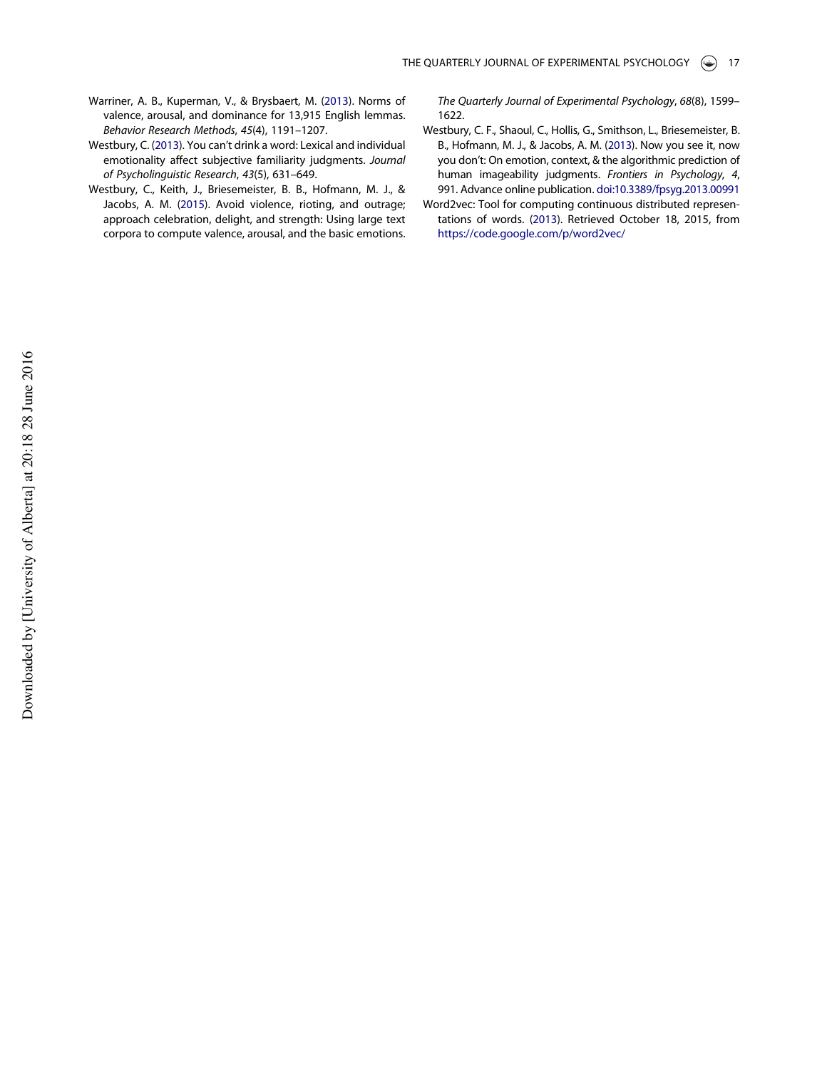Warriner, A. B., Kuperman, V., & Brysbaert, M. (2013). Norms of valence, arousal, and dominance for 13,915 English lemmas. *Behavior Research Methods*, *45*(4), 1191–1207.

Westbury, C. (2013). You can't drink a word: Lexical and individual emotionality affect subjective familiarity judgments. *Journal of Psycholinguistic Research*, *43*(5), 631–649.

Westbury, C., Keith, J., Briesemeister, B. B., Hofmann, M. J., & Jacobs, A. M. (2015). Avoid violence, rioting, and outrage; approach celebration, delight, and strength: Using large text corpora to compute valence, arousal, and the basic emotions. *The Quarterly Journal of Experimental Psychology*, *68*(8), 1599–1622.

Westbury, C. F., Shaoul, C., Hollis, G., Smithson, L., Briesemeister, B. B., Hofmann, M. J., & Jacobs, A. M. (2013). Now you see it, now you don't: On emotion, context, & the algorithmic prediction of human imageability judgments. *Frontiers in Psychology*, *4*, 991. Advance online publication. doi:10.3389/fpsyg.2013.00991

Word2vec: Tool for computing continuous distributed representations of words. (2013). Retrieved October 18, 2015, from https://code.google.com/p/word2vec/